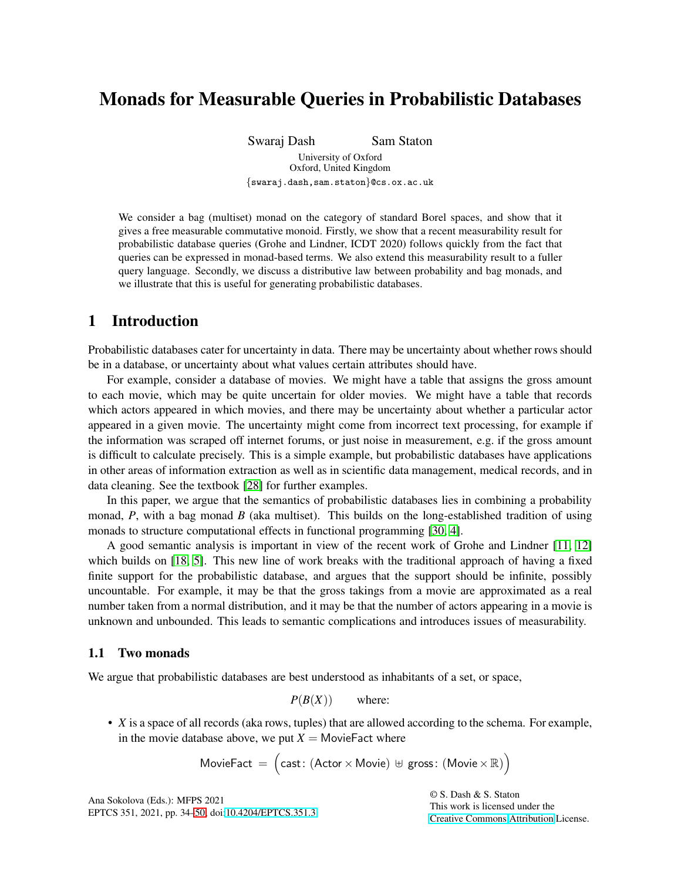# Monads for Measurable Queries in Probabilistic Databases

Swaraj Dash Sam Staton

University of Oxford
Oxford, United Kingdom
{swaraj.dash,sam.staton}@cs.ox.ac.uk

We consider a bag (multiset) monad on the category of standard Borel spaces, and show that it gives a free measurable commutative monoid. Firstly, we show that a recent measurability result for probabilistic database queries (Grohe and Lindner, ICDT 2020) follows quickly from the fact that queries can be expressed in monad-based terms. We also extend this measurability result to a fuller query language. Secondly, we discuss a distributive law between probability and bag monads, and we illustrate that this is useful for generating probabilistic databases.

## 1 Introduction

Probabilistic databases cater for uncertainty in data. There may be uncertainty about whether rows should be in a database, or uncertainty about what values certain attributes should have.

For example, consider a database of movies. We might have a table that assigns the gross amount to each movie, which may be quite uncertain for older movies. We might have a table that records which actors appeared in which movies, and there may be uncertainty about whether a particular actor appeared in a given movie. The uncertainty might come from incorrect text processing, for example if the information was scraped off internet forums, or just noise in measurement, e.g. if the gross amount is difficult to calculate precisely. This is a simple example, but probabilistic databases have applications in other areas of information extraction as well as in scientific data management, medical records, and in data cleaning. See the textbook [28] for further examples.

In this paper, we argue that the semantics of probabilistic databases lies in combining a probability monad, $P$, with a bag monad $B$ (aka multiset). This builds on the long-established tradition of using monads to structure computational effects in functional programming [30, 4].

A good semantic analysis is important in view of the recent work of Grohe and Lindner [11, 12] which builds on [18, 5]. This new line of work breaks with the traditional approach of having a fixed finite support for the probabilistic database, and argues that the support should be infinite, possibly uncountable. For example, it may be that the gross takings from a movie are approximated as a real number taken from a normal distribution, and it may be that the number of actors appearing in a movie is unknown and unbounded. This leads to semantic complications and introduces issues of measurability.

### 1.1 Two monads

We argue that probabilistic databases are best understood as inhabitants of a set, or space,

$$P(B(X)) \qquad \text{where:}$$

- $X$ is a space of all records (aka rows, tuples) that are allowed according to the schema. For example, in the movie database above, we put $X = \mathsf{MovieFact}$ where

$$\mathsf{MovieFact} \ = \ \Big(\mathsf{cast}\colon (\mathsf{Actor} \times \mathsf{Movie}) \uplus \mathsf{gross}\colon (\mathsf{Movie} \times \mathbb{R})\Big)$$

Ana Sokolova (Eds.): MFPS 2021
EPTCS 351, 2021, pp. 34–50, doi:10.4204/EPTCS.351.3

© S. Dash & S. Staton
This work is licensed under the
Creative Commons Attribution License.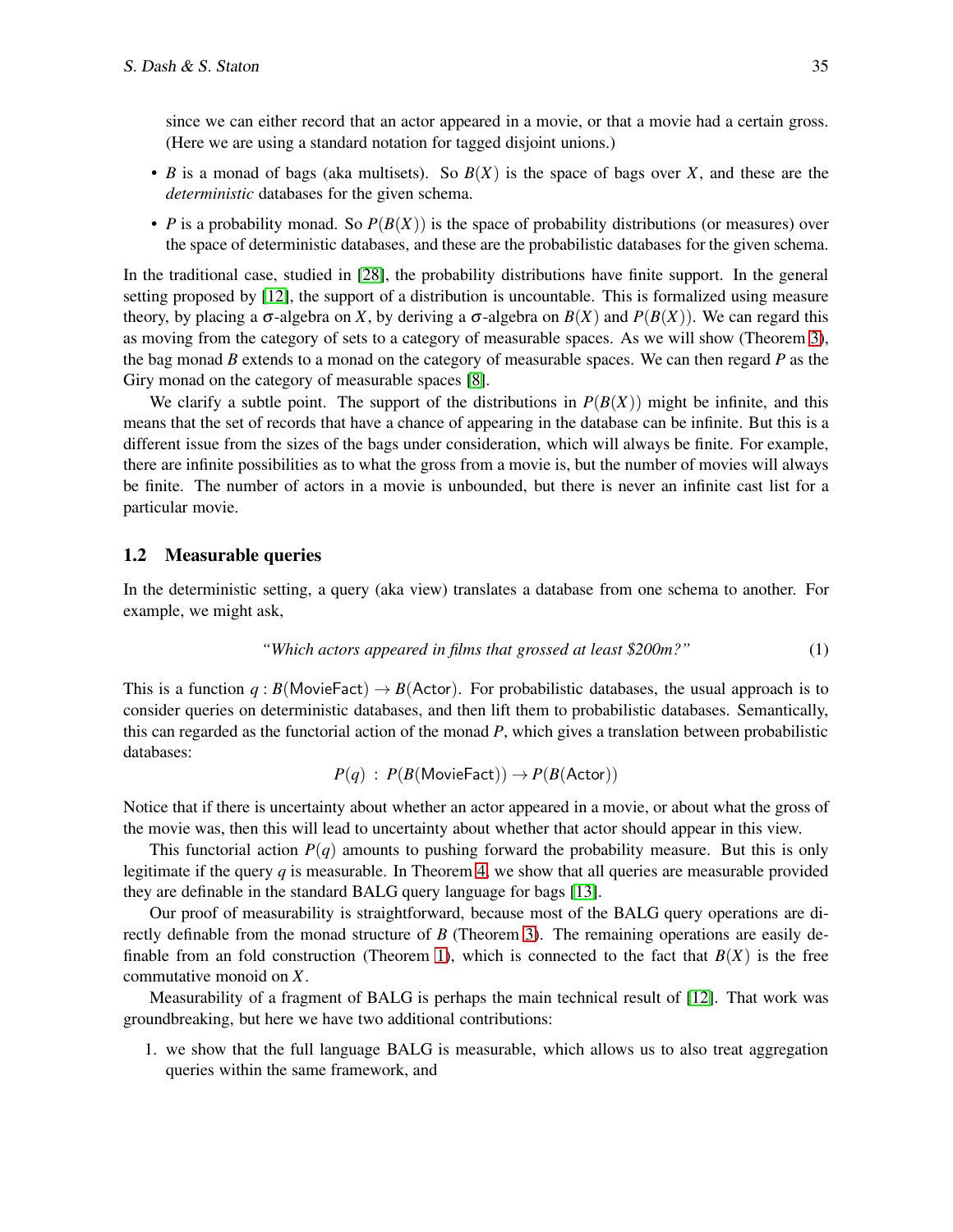since we can either record that an actor appeared in a movie, or that a movie had a certain gross. (Here we are using a standard notation for tagged disjoint unions.)

- $B$ is a monad of bags (aka multisets). So $B(X)$ is the space of bags over $X$, and these are the *deterministic* databases for the given schema.
- $P$ is a probability monad. So $P(B(X))$ is the space of probability distributions (or measures) over the space of deterministic databases, and these are the probabilistic databases for the given schema.

In the traditional case, studied in [28], the probability distributions have finite support. In the general setting proposed by [12], the support of a distribution is uncountable. This is formalized using measure theory, by placing a $\sigma$-algebra on $X$, by deriving a $\sigma$-algebra on $B(X)$ and $P(B(X))$. We can regard this as moving from the category of sets to a category of measurable spaces. As we will show (Theorem 3), the bag monad $B$ extends to a monad on the category of measurable spaces. We can then regard $P$ as the Giry monad on the category of measurable spaces [8].

We clarify a subtle point. The support of the distributions in $P(B(X))$ might be infinite, and this means that the set of records that have a chance of appearing in the database can be infinite. But this is a different issue from the sizes of the bags under consideration, which will always be finite. For example, there are infinite possibilities as to what the gross from a movie is, but the number of movies will always be finite. The number of actors in a movie is unbounded, but there is never an infinite cast list for a particular movie.

### 1.2 Measurable queries

In the deterministic setting, a query (aka view) translates a database from one schema to another. For example, we might ask,

$$\text{“Which actors appeared in films that grossed at least \$200m?”} \tag{1}$$

This is a function $q : B(\mathsf{MovieFact}) \to B(\mathsf{Actor})$. For probabilistic databases, the usual approach is to consider queries on deterministic databases, and then lift them to probabilistic databases. Semantically, this can regarded as the functorial action of the monad $P$, which gives a translation between probabilistic databases:

$$P(q) \ : \ P(B(\mathsf{MovieFact})) \to P(B(\mathsf{Actor}))$$

Notice that if there is uncertainty about whether an actor appeared in a movie, or about what the gross of the movie was, then this will lead to uncertainty about whether that actor should appear in this view.

This functorial action $P(q)$ amounts to pushing forward the probability measure. But this is only legitimate if the query $q$ is measurable. In Theorem 4, we show that all queries are measurable provided they are definable in the standard BALG query language for bags [13].

Our proof of measurability is straightforward, because most of the BALG query operations are directly definable from the monad structure of $B$ (Theorem 3). The remaining operations are easily definable from an fold construction (Theorem 1), which is connected to the fact that $B(X)$ is the free commutative monoid on $X$.

Measurability of a fragment of BALG is perhaps the main technical result of [12]. That work was groundbreaking, but here we have two additional contributions:

1. we show that the full language BALG is measurable, which allows us to also treat aggregation queries within the same framework, and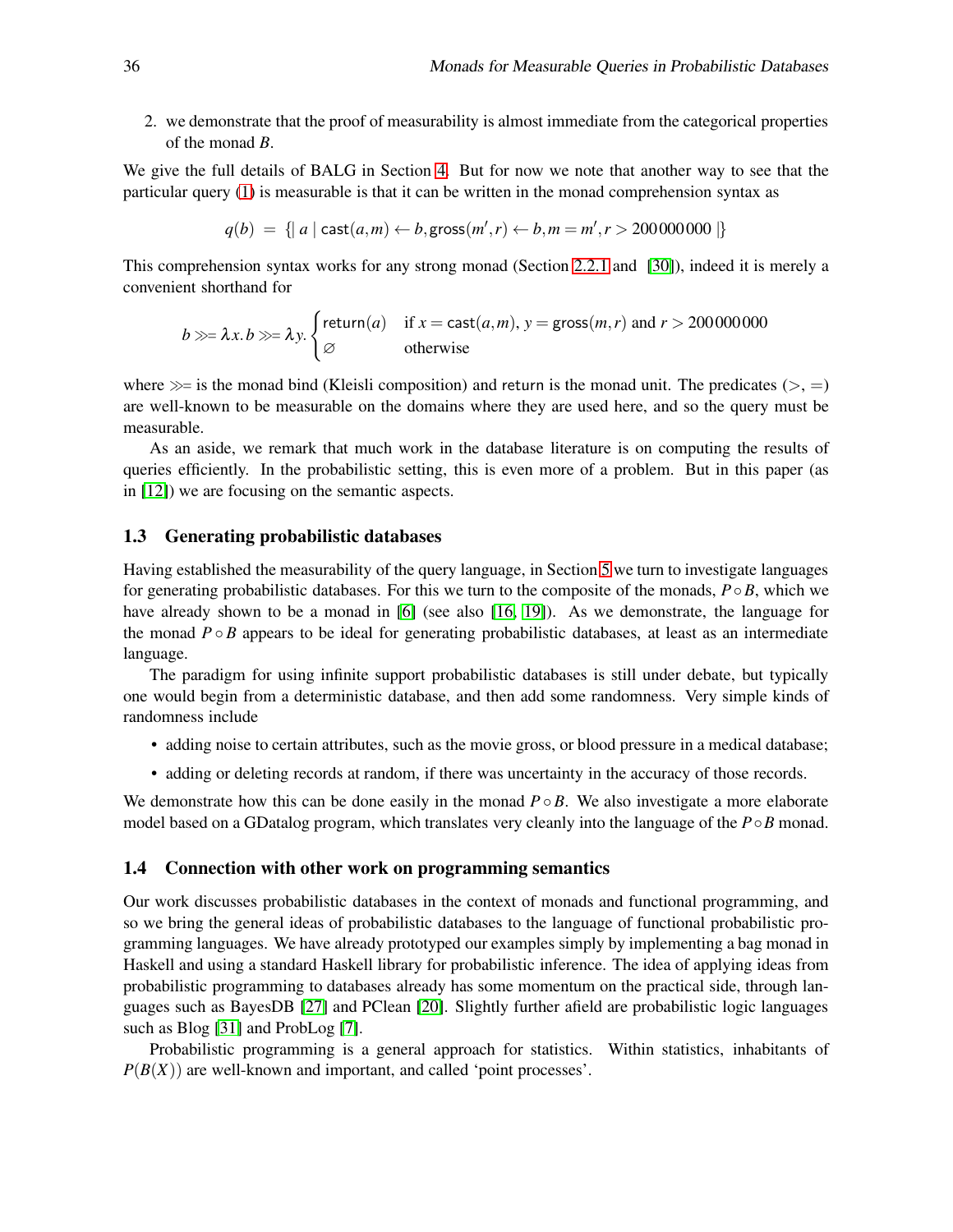2. we demonstrate that the proof of measurability is almost immediate from the categorical properties of the monad $B$.

We give the full details of BALG in Section 4. But for now we note that another way to see that the particular query (1) is measurable is that it can be written in the monad comprehension syntax as

$$q(b) \;=\; \{\!|\; a \mid \mathsf{cast}(a,m) \leftarrow b, \mathsf{gross}(m',r) \leftarrow b, m = m', r > 200000000 \;|\!\}$$

This comprehension syntax works for any strong monad (Section 2.2.1 and [30]), indeed it is merely a convenient shorthand for

$$b \gg\!= \lambda x.\, b \gg\!= \lambda y. \begin{cases} \mathsf{return}(a) & \text{if } x = \mathsf{cast}(a,m),\ y = \mathsf{gross}(m,r) \text{ and } r > 200000000 \\ \varnothing & \text{otherwise} \end{cases}$$

where $\gg\!=$ is the monad bind (Kleisli composition) and `return` is the monad unit. The predicates ($>$, $=$) are well-known to be measurable on the domains where they are used here, and so the query must be measurable.

As an aside, we remark that much work in the database literature is on computing the results of queries efficiently. In the probabilistic setting, this is even more of a problem. But in this paper (as in [12]) we are focusing on the semantic aspects.

### 1.3 Generating probabilistic databases

Having established the measurability of the query language, in Section 5 we turn to investigate languages for generating probabilistic databases. For this we turn to the composite of the monads, $P \circ B$, which we have already shown to be a monad in [6] (see also [16, 19]). As we demonstrate, the language for the monad $P \circ B$ appears to be ideal for generating probabilistic databases, at least as an intermediate language.

The paradigm for using infinite support probabilistic databases is still under debate, but typically one would begin from a deterministic database, and then add some randomness. Very simple kinds of randomness include

- adding noise to certain attributes, such as the movie gross, or blood pressure in a medical database;
- adding or deleting records at random, if there was uncertainty in the accuracy of those records.

We demonstrate how this can be done easily in the monad $P \circ B$. We also investigate a more elaborate model based on a GDatalog program, which translates very cleanly into the language of the $P \circ B$ monad.

### 1.4 Connection with other work on programming semantics

Our work discusses probabilistic databases in the context of monads and functional programming, and so we bring the general ideas of probabilistic databases to the language of functional probabilistic programming languages. We have already prototyped our examples simply by implementing a bag monad in Haskell and using a standard Haskell library for probabilistic inference. The idea of applying ideas from probabilistic programming to databases already has some momentum on the practical side, through languages such as BayesDB [27] and PClean [20]. Slightly further afield are probabilistic logic languages such as Blog [31] and ProbLog [7].

Probabilistic programming is a general approach for statistics. Within statistics, inhabitants of $P(B(X))$ are well-known and important, and called 'point processes'.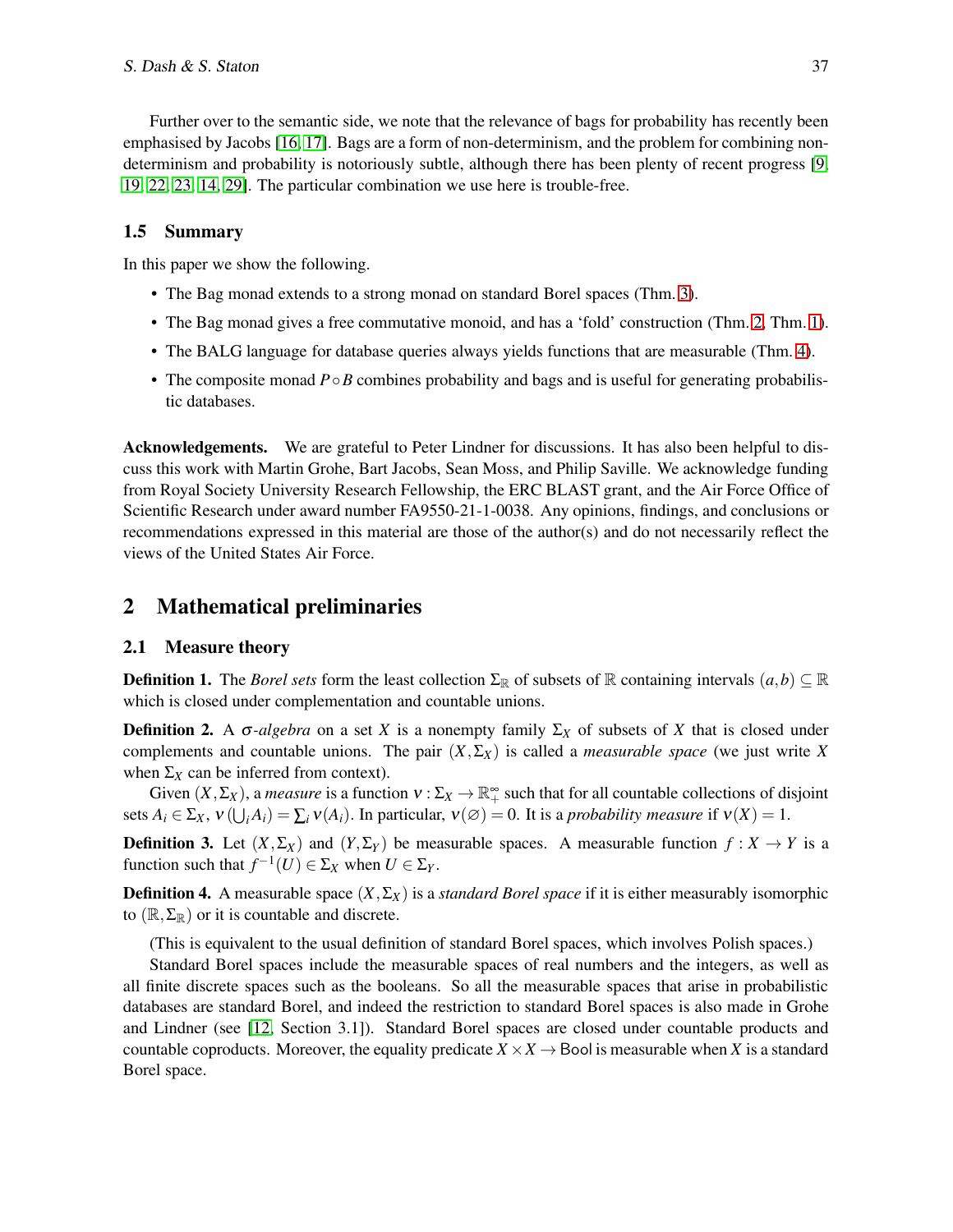Further over to the semantic side, we note that the relevance of bags for probability has recently been emphasised by Jacobs [16, 17]. Bags are a form of non-determinism, and the problem for combining non-determinism and probability is notoriously subtle, although there has been plenty of recent progress [9, 19, 22, 23, 14, 29]. The particular combination we use here is trouble-free.

### 1.5 Summary

In this paper we show the following.

- The Bag monad extends to a strong monad on standard Borel spaces (Thm. 3).
- The Bag monad gives a free commutative monoid, and has a 'fold' construction (Thm. 2, Thm. 1).
- The BALG language for database queries always yields functions that are measurable (Thm. 4).
- The composite monad $P \circ B$ combines probability and bags and is useful for generating probabilistic databases.

**Acknowledgements.** We are grateful to Peter Lindner for discussions. It has also been helpful to discuss this work with Martin Grohe, Bart Jacobs, Sean Moss, and Philip Saville. We acknowledge funding from Royal Society University Research Fellowship, the ERC BLAST grant, and the Air Force Office of Scientific Research under award number FA9550-21-1-0038. Any opinions, findings, and conclusions or recommendations expressed in this material are those of the author(s) and do not necessarily reflect the views of the United States Air Force.

## 2 Mathematical preliminaries

### 2.1 Measure theory

**Definition 1.** The *Borel sets* form the least collection $\Sigma_{\mathbb{R}}$ of subsets of $\mathbb{R}$ containing intervals $(a,b) \subseteq \mathbb{R}$ which is closed under complementation and countable unions.

**Definition 2.** A $\sigma$*-algebra* on a set $X$ is a nonempty family $\Sigma_X$ of subsets of $X$ that is closed under complements and countable unions. The pair $(X, \Sigma_X)$ is called a *measurable space* (we just write $X$ when $\Sigma_X$ can be inferred from context).

Given $(X, \Sigma_X)$, a *measure* is a function $\nu : \Sigma_X \to \mathbb{R}_+^\infty$ such that for all countable collections of disjoint sets $A_i \in \Sigma_X$, $\nu(\bigcup_i A_i) = \sum_i \nu(A_i)$. In particular, $\nu(\varnothing) = 0$. It is a *probability measure* if $\nu(X) = 1$.

**Definition 3.** Let $(X, \Sigma_X)$ and $(Y, \Sigma_Y)$ be measurable spaces. A measurable function $f : X \to Y$ is a function such that $f^{-1}(U) \in \Sigma_X$ when $U \in \Sigma_Y$.

**Definition 4.** A measurable space $(X, \Sigma_X)$ is a *standard Borel space* if it is either measurably isomorphic to $(\mathbb{R}, \Sigma_{\mathbb{R}})$ or it is countable and discrete.

(This is equivalent to the usual definition of standard Borel spaces, which involves Polish spaces.)

Standard Borel spaces include the measurable spaces of real numbers and the integers, as well as all finite discrete spaces such as the booleans. So all the measurable spaces that arise in probabilistic databases are standard Borel, and indeed the restriction to standard Borel spaces is also made in Grohe and Lindner (see [12, Section 3.1]). Standard Borel spaces are closed under countable products and countable coproducts. Moreover, the equality predicate $X \times X \to \mathsf{Bool}$ is measurable when $X$ is a standard Borel space.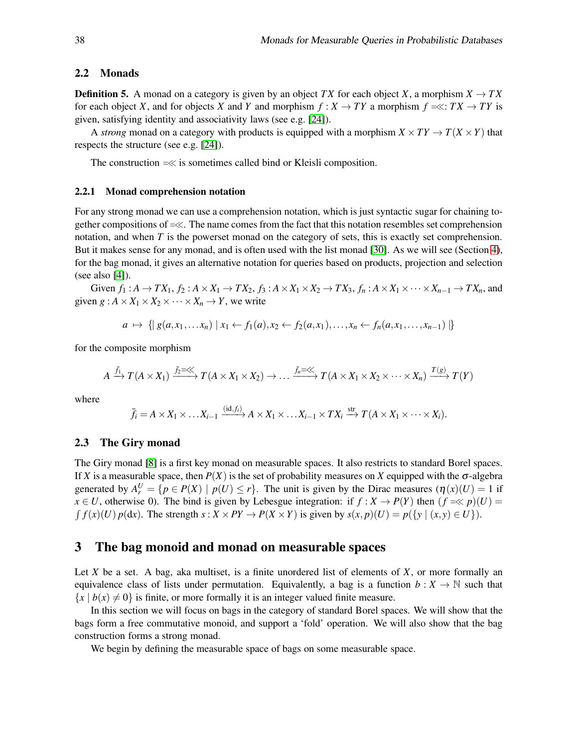## 2.2 Monads

**Definition 5.** A monad on a category is given by an object $TX$ for each object $X$, a morphism $X \to TX$ for each object $X$, and for objects $X$ and $Y$ and morphism $f : X \to TY$ a morphism $f =\!\!\ll : TX \to TY$ is given, satisfying identity and associativity laws (see e.g. [24]).

A *strong* monad on a category with products is equipped with a morphism $X \times TY \to T(X \times Y)$ that respects the structure (see e.g. [24]).

The construction $=\!\!\ll$ is sometimes called bind or Kleisli composition.

### 2.2.1 Monad comprehension notation

For any strong monad we can use a comprehension notation, which is just syntactic sugar for chaining together compositions of $=\!\!\ll$. The name comes from the fact that this notation resembles set comprehension notation, and when $T$ is the powerset monad on the category of sets, this is exactly set comprehension. But it makes sense for any monad, and is often used with the list monad [30]. As we will see (Section 4), for the bag monad, it gives an alternative notation for queries based on products, projection and selection (see also [4]).

Given $f_1 : A \to TX_1$, $f_2 : A \times X_1 \to TX_2$, $f_3 : A \times X_1 \times X_2 \to TX_3$, $f_n : A \times X_1 \times \cdots \times X_{n-1} \to TX_n$, and given $g : A \times X_1 \times X_2 \times \cdots \times X_n \to Y$, we write

$$a \;\mapsto\; \{\!|\; g(a, x_1, \ldots x_n) \mid x_1 \leftarrow f_1(a), x_2 \leftarrow f_2(a, x_1), \ldots, x_n \leftarrow f_n(a, x_1, \ldots, x_{n-1}) \;|\!\}$$

for the composite morphism

$$A \xrightarrow{\bar{f}_1} T(A \times X_1) \xrightarrow{\bar{f}_2 =\ll} T(A \times X_1 \times X_2) \to \ldots \xrightarrow{\bar{f}_n =\ll} T(A \times X_1 \times X_2 \times \cdots \times X_n) \xrightarrow{T(g)} T(Y)$$

where

$$\bar{f}_i = A \times X_1 \times \ldots X_{i-1} \xrightarrow{(\mathrm{id}, f_i)} A \times X_1 \times \ldots X_{i-1} \times TX_i \xrightarrow{\mathrm{str}} T(A \times X_1 \times \cdots \times X_i).$$

## 2.3 The Giry monad

The Giry monad [8] is a first key monad on measurable spaces. It also restricts to standard Borel spaces. If $X$ is a measurable space, then $P(X)$ is the set of probability measures on $X$ equipped with the $\sigma$-algebra generated by $A^U_r = \{p \in P(X) \mid p(U) \leq r\}$. The unit is given by the Dirac measures ($\eta(x)(U) = 1$ if $x \in U$, otherwise 0). The bind is given by Lebesgue integration: if $f : X \to P(Y)$ then $(f =\!\!\ll p)(U) = \int f(x)(U)\, p(\mathrm{d}x)$. The strength $s : X \times PY \to P(X \times Y)$ is given by $s(x, p)(U) = p(\{y \mid (x, y) \in U\})$.

# 3 The bag monoid and monad on measurable spaces

Let $X$ be a set. A bag, aka multiset, is a finite unordered list of elements of $X$, or more formally an equivalence class of lists under permutation. Equivalently, a bag is a function $b : X \to \mathbb{N}$ such that $\{x \mid b(x) \neq 0\}$ is finite, or more formally it is an integer valued finite measure.

In this section we will focus on bags in the category of standard Borel spaces. We will show that the bags form a free commutative monoid, and support a 'fold' operation. We will also show that the bag construction forms a strong monad.

We begin by defining the measurable space of bags on some measurable space.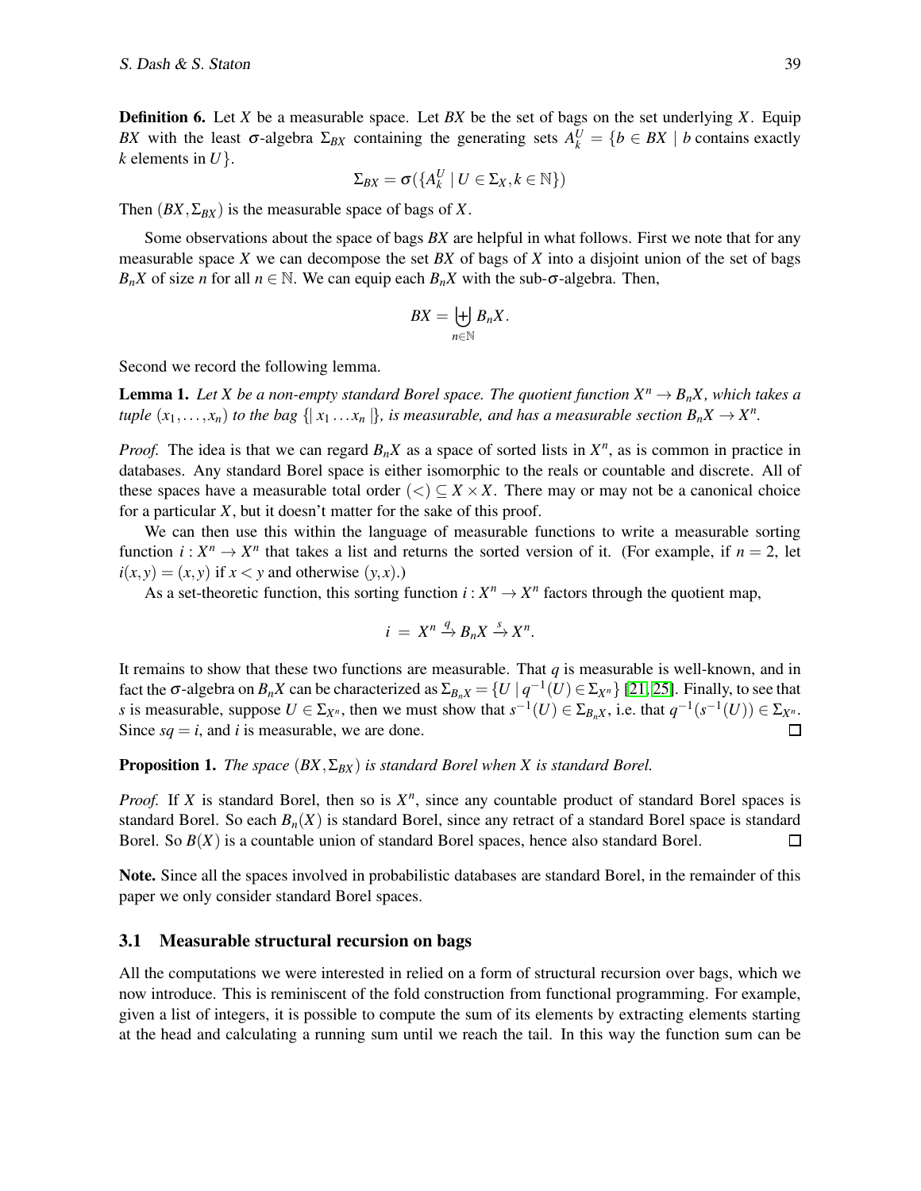**Definition 6.** Let $X$ be a measurable space. Let $BX$ be the set of bags on the set underlying $X$. Equip $BX$ with the least $\sigma$-algebra $\Sigma_{BX}$ containing the generating sets $A_k^U = \{b \in BX \mid b \text{ contains exactly } k \text{ elements in } U\}$.

$$\Sigma_{BX} = \sigma(\{A_k^U \mid U \in \Sigma_X, k \in \mathbb{N}\})$$

Then $(BX, \Sigma_{BX})$ is the measurable space of bags of $X$.

Some observations about the space of bags $BX$ are helpful in what follows. First we note that for any measurable space $X$ we can decompose the set $BX$ of bags of $X$ into a disjoint union of the set of bags $B_nX$ of size $n$ for all $n \in \mathbb{N}$. We can equip each $B_nX$ with the sub-$\sigma$-algebra. Then,

$$BX = \biguplus_{n \in \mathbb{N}} B_nX.$$

Second we record the following lemma.

**Lemma 1.** *Let $X$ be a non-empty standard Borel space. The quotient function $X^n \to B_nX$, which takes a tuple $(x_1, \ldots, x_n)$ to the bag $\{\!|\, x_1 \ldots x_n \,|\!\}$, is measurable, and has a measurable section $B_nX \to X^n$.*

*Proof.* The idea is that we can regard $B_nX$ as a space of sorted lists in $X^n$, as is common in practice in databases. Any standard Borel space is either isomorphic to the reals or countable and discrete. All of these spaces have a measurable total order $(<) \subseteq X \times X$. There may or may not be a canonical choice for a particular $X$, but it doesn't matter for the sake of this proof.

We can then use this within the language of measurable functions to write a measurable sorting function $i : X^n \to X^n$ that takes a list and returns the sorted version of it. (For example, if $n = 2$, let $i(x,y) = (x,y)$ if $x < y$ and otherwise $(y,x)$.)

As a set-theoretic function, this sorting function $i : X^n \to X^n$ factors through the quotient map,

$$i \;=\; X^n \xrightarrow{q} B_nX \xrightarrow{s} X^n.$$

It remains to show that these two functions are measurable. That $q$ is measurable is well-known, and in fact the $\sigma$-algebra on $B_nX$ can be characterized as $\Sigma_{B_nX} = \{U \mid q^{-1}(U) \in \Sigma_{X^n}\}$ [21, 25]. Finally, to see that $s$ is measurable, suppose $U \in \Sigma_{X^n}$, then we must show that $s^{-1}(U) \in \Sigma_{B_nX}$, i.e. that $q^{-1}(s^{-1}(U)) \in \Sigma_{X^n}$. Since $sq = i$, and $i$ is measurable, we are done. $\square$

**Proposition 1.** *The space $(BX, \Sigma_{BX})$ is standard Borel when $X$ is standard Borel.*

*Proof.* If $X$ is standard Borel, then so is $X^n$, since any countable product of standard Borel spaces is standard Borel. So each $B_n(X)$ is standard Borel, since any retract of a standard Borel space is standard Borel. So $B(X)$ is a countable union of standard Borel spaces, hence also standard Borel. $\square$

**Note.** Since all the spaces involved in probabilistic databases are standard Borel, in the remainder of this paper we only consider standard Borel spaces.

### 3.1 Measurable structural recursion on bags

All the computations we were interested in relied on a form of structural recursion over bags, which we now introduce. This is reminiscent of the fold construction from functional programming. For example, given a list of integers, it is possible to compute the sum of its elements by extracting elements starting at the head and calculating a running sum until we reach the tail. In this way the function sum can be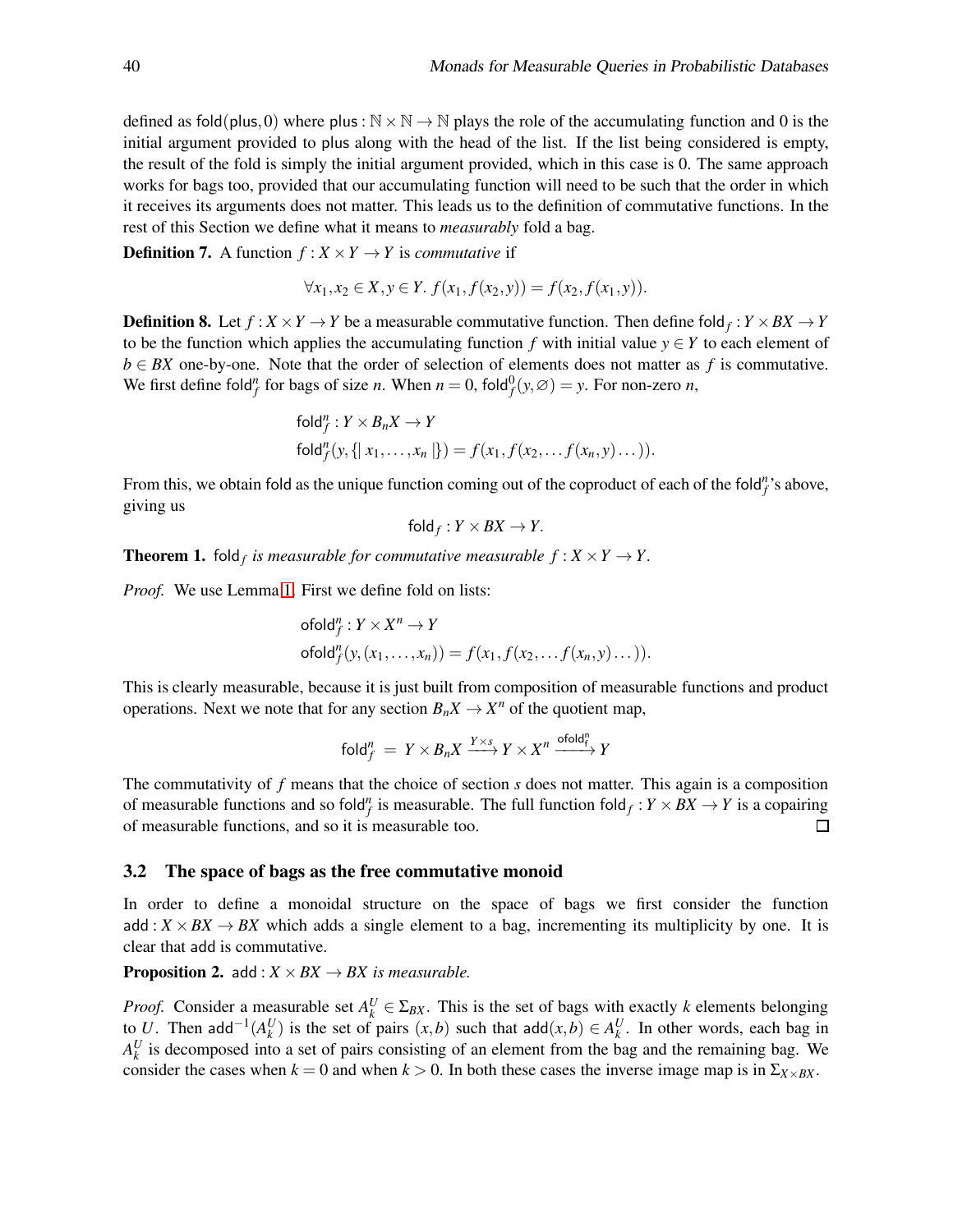defined as $\mathsf{fold}(\mathsf{plus}, 0)$ where $\mathsf{plus} : \mathbb{N} \times \mathbb{N} \to \mathbb{N}$ plays the role of the accumulating function and 0 is the initial argument provided to plus along with the head of the list. If the list being considered is empty, the result of the fold is simply the initial argument provided, which in this case is 0. The same approach works for bags too, provided that our accumulating function will need to be such that the order in which it receives its arguments does not matter. This leads us to the definition of commutative functions. In the rest of this Section we define what it means to *measurably* fold a bag.

**Definition 7.** A function $f : X \times Y \to Y$ is *commutative* if

$$\forall x_1, x_2 \in X, y \in Y.\ f(x_1, f(x_2, y)) = f(x_2, f(x_1, y)).$$

**Definition 8.** Let $f : X \times Y \to Y$ be a measurable commutative function. Then define $\mathsf{fold}_f : Y \times BX \to Y$ to be the function which applies the accumulating function $f$ with initial value $y \in Y$ to each element of $b \in BX$ one-by-one. Note that the order of selection of elements does not matter as $f$ is commutative. We first define $\mathsf{fold}^n_f$ for bags of size $n$. When $n = 0$, $\mathsf{fold}^0_f(y, \varnothing) = y$. For non-zero $n$,

$$\mathsf{fold}^n_f : Y \times B_n X \to Y$$
$$\mathsf{fold}^n_f(y, \{\!|\ x_1, \ldots, x_n\ |\!\}) = f(x_1, f(x_2, \ldots f(x_n, y) \ldots)).$$

From this, we obtain fold as the unique function coming out of the coproduct of each of the $\mathsf{fold}^n_f$'s above, giving us

$$\mathsf{fold}_f : Y \times BX \to Y.$$

**Theorem 1.** *$\mathsf{fold}_f$ is measurable for commutative measurable $f : X \times Y \to Y$.*

*Proof.* We use Lemma 1. First we define fold on lists:

$$\mathsf{ofold}^n_f : Y \times X^n \to Y$$
$$\mathsf{ofold}^n_f(y, (x_1, \ldots, x_n)) = f(x_1, f(x_2, \ldots f(x_n, y) \ldots)).$$

This is clearly measurable, because it is just built from composition of measurable functions and product operations. Next we note that for any section $B_n X \to X^n$ of the quotient map,

$$\mathsf{fold}^n_f \ = \ Y \times B_n X \xrightarrow{Y \times s} Y \times X^n \xrightarrow{\mathsf{ofold}^n_f} Y$$

The commutativity of $f$ means that the choice of section $s$ does not matter. This again is a composition of measurable functions and so $\mathsf{fold}^n_f$ is measurable. The full function $\mathsf{fold}_f : Y \times BX \to Y$ is a copairing of measurable functions, and so it is measurable too. ∎

### 3.2 The space of bags as the free commutative monoid

In order to define a monoidal structure on the space of bags we first consider the function $\mathsf{add} : X \times BX \to BX$ which adds a single element to a bag, incrementing its multiplicity by one. It is clear that add is commutative.

**Proposition 2.** *$\mathsf{add} : X \times BX \to BX$ is measurable.*

*Proof.* Consider a measurable set $A^U_k \in \Sigma_{BX}$. This is the set of bags with exactly $k$ elements belonging to $U$. Then $\mathsf{add}^{-1}(A^U_k)$ is the set of pairs $(x, b)$ such that $\mathsf{add}(x, b) \in A^U_k$. In other words, each bag in $A^U_k$ is decomposed into a set of pairs consisting of an element from the bag and the remaining bag. We consider the cases when $k = 0$ and when $k > 0$. In both these cases the inverse image map is in $\Sigma_{X \times BX}$.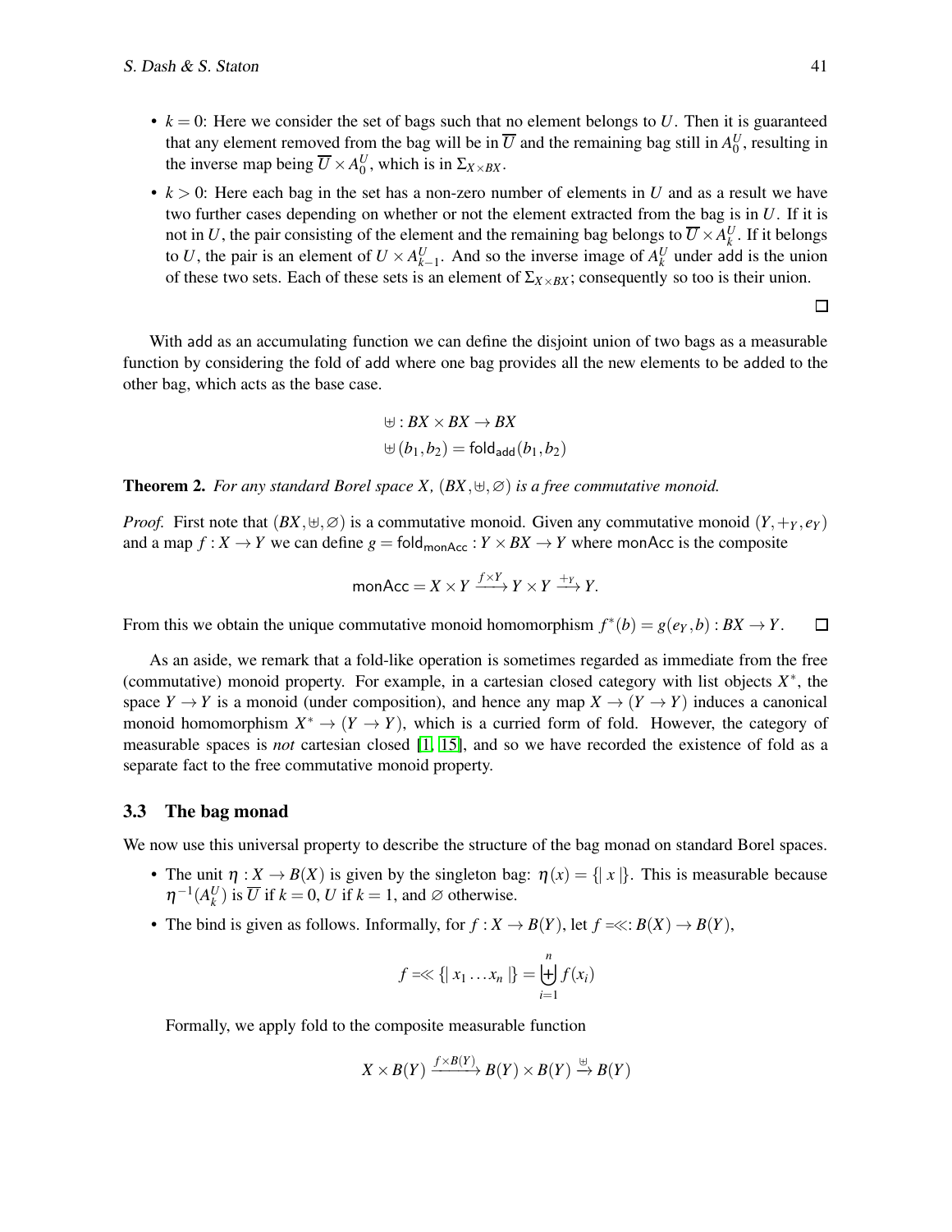- $k = 0$: Here we consider the set of bags such that no element belongs to $U$. Then it is guaranteed that any element removed from the bag will be in $\overline{U}$ and the remaining bag still in $A_0^U$, resulting in the inverse map being $\overline{U} \times A_0^U$, which is in $\Sigma_{X \times BX}$.
- $k > 0$: Here each bag in the set has a non-zero number of elements in $U$ and as a result we have two further cases depending on whether or not the element extracted from the bag is in $U$. If it is not in $U$, the pair consisting of the element and the remaining bag belongs to $\overline{U} \times A_k^U$. If it belongs to $U$, the pair is an element of $U \times A_{k-1}^U$. And so the inverse image of $A_k^U$ under add is the union of these two sets. Each of these sets is an element of $\Sigma_{X \times BX}$; consequently so too is their union.

□

With add as an accumulating function we can define the disjoint union of two bags as a measurable function by considering the fold of add where one bag provides all the new elements to be added to the other bag, which acts as the base case.

$$\uplus : BX \times BX \to BX$$
$$\uplus(b_1, b_2) = \mathsf{fold}_{\mathsf{add}}(b_1, b_2)$$

**Theorem 2.** *For any standard Borel space $X$, $(BX, \uplus, \varnothing)$ is a free commutative monoid.*

*Proof.* First note that $(BX, \uplus, \varnothing)$ is a commutative monoid. Given any commutative monoid $(Y, +_Y, e_Y)$ and a map $f : X \to Y$ we can define $g = \mathsf{fold}_{\mathsf{monAcc}} : Y \times BX \to Y$ where monAcc is the composite

$$\mathsf{monAcc} = X \times Y \xrightarrow{f \times Y} Y \times Y \xrightarrow{+_Y} Y.$$

From this we obtain the unique commutative monoid homomorphism $f^*(b) = g(e_Y, b) : BX \to Y$. □

As an aside, we remark that a fold-like operation is sometimes regarded as immediate from the free (commutative) monoid property. For example, in a cartesian closed category with list objects $X^*$, the space $Y \to Y$ is a monoid (under composition), and hence any map $X \to (Y \to Y)$ induces a canonical monoid homomorphism $X^* \to (Y \to Y)$, which is a curried form of fold. However, the category of measurable spaces is *not* cartesian closed [1, 15], and so we have recorded the existence of fold as a separate fact to the free commutative monoid property.

### 3.3 The bag monad

We now use this universal property to describe the structure of the bag monad on standard Borel spaces.

- The unit $\eta : X \to B(X)$ is given by the singleton bag: $\eta(x) = \{\!|\ x\ |\!\}$. This is measurable because $\eta^{-1}(A_k^U)$ is $\overline{U}$ if $k = 0$, $U$ if $k = 1$, and $\varnothing$ otherwise.
- The bind is given as follows. Informally, for $f : X \to B(Y)$, let $f =\!\!\ll : B(X) \to B(Y)$,

$$f =\!\!\ll \{\!|\ x_1 \dots x_n\ |\!\} = \biguplus_{i=1}^{n} f(x_i)$$

  Formally, we apply fold to the composite measurable function

$$X \times B(Y) \xrightarrow{f \times B(Y)} B(Y) \times B(Y) \xrightarrow{\uplus} B(Y)$$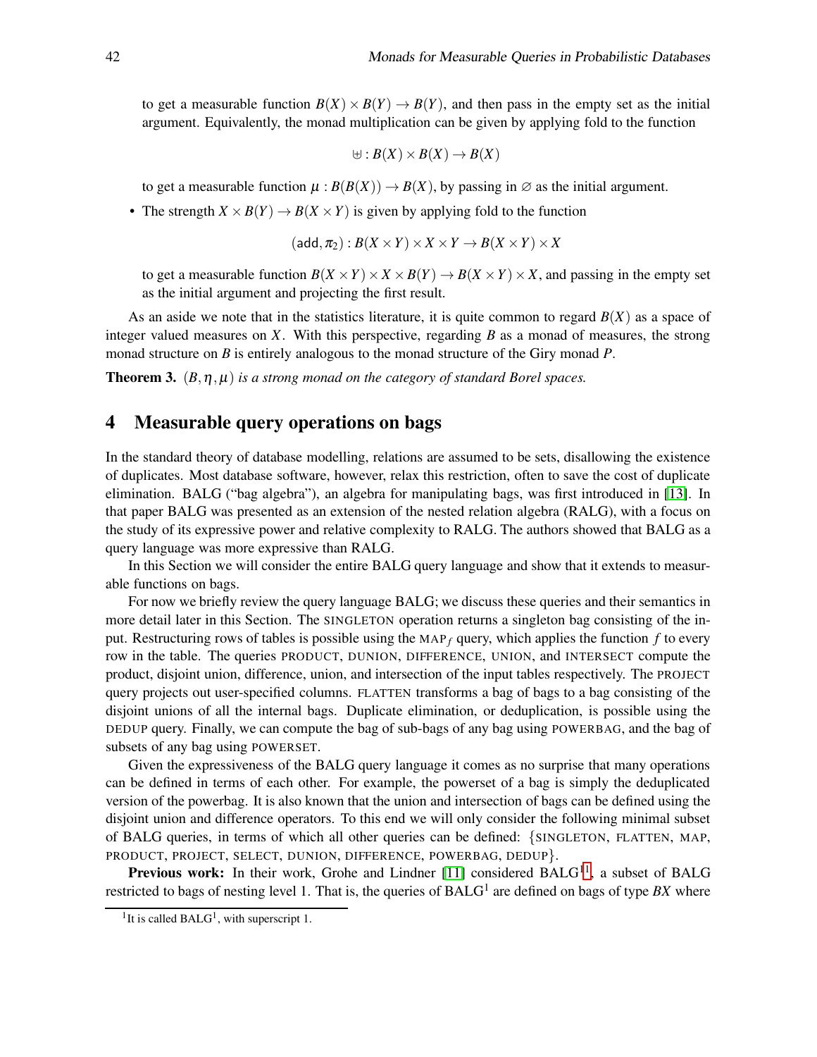to get a measurable function $B(X) \times B(Y) \to B(Y)$, and then pass in the empty set as the initial argument. Equivalently, the monad multiplication can be given by applying fold to the function

$$\uplus : B(X) \times B(X) \to B(X)$$

to get a measurable function $\mu : B(B(X)) \to B(X)$, by passing in $\varnothing$ as the initial argument.

- The strength $X \times B(Y) \to B(X \times Y)$ is given by applying fold to the function

$$(\mathsf{add}, \pi_2) : B(X \times Y) \times X \times Y \to B(X \times Y) \times X$$

to get a measurable function $B(X \times Y) \times X \times B(Y) \to B(X \times Y) \times X$, and passing in the empty set as the initial argument and projecting the first result.

As an aside we note that in the statistics literature, it is quite common to regard $B(X)$ as a space of integer valued measures on $X$. With this perspective, regarding $B$ as a monad of measures, the strong monad structure on $B$ is entirely analogous to the monad structure of the Giry monad $P$.

**Theorem 3.** *$(B, \eta, \mu)$ is a strong monad on the category of standard Borel spaces.*

## 4 Measurable query operations on bags

In the standard theory of database modelling, relations are assumed to be sets, disallowing the existence of duplicates. Most database software, however, relax this restriction, often to save the cost of duplicate elimination. BALG ("bag algebra"), an algebra for manipulating bags, was first introduced in [13]. In that paper BALG was presented as an extension of the nested relation algebra (RALG), with a focus on the study of its expressive power and relative complexity to RALG. The authors showed that BALG as a query language was more expressive than RALG.

In this Section we will consider the entire BALG query language and show that it extends to measurable functions on bags.

For now we briefly review the query language BALG; we discuss these queries and their semantics in more detail later in this Section. The SINGLETON operation returns a singleton bag consisting of the input. Restructuring rows of tables is possible using the $\text{MAP}_f$ query, which applies the function $f$ to every row in the table. The queries PRODUCT, DUNION, DIFFERENCE, UNION, and INTERSECT compute the product, disjoint union, difference, union, and intersection of the input tables respectively. The PROJECT query projects out user-specified columns. FLATTEN transforms a bag of bags to a bag consisting of the disjoint unions of all the internal bags. Duplicate elimination, or deduplication, is possible using the DEDUP query. Finally, we can compute the bag of sub-bags of any bag using POWERBAG, and the bag of subsets of any bag using POWERSET.

Given the expressiveness of the BALG query language it comes as no surprise that many operations can be defined in terms of each other. For example, the powerset of a bag is simply the deduplicated version of the powerbag. It is also known that the union and intersection of bags can be defined using the disjoint union and difference operators. To this end we will only consider the following minimal subset of BALG queries, in terms of which all other queries can be defined: {SINGLETON, FLATTEN, MAP, PRODUCT, PROJECT, SELECT, DUNION, DIFFERENCE, POWERBAG, DEDUP}.

**Previous work:** In their work, Grohe and Lindner [11] considered $\text{BALG}^1$ [1], a subset of BALG restricted to bags of nesting level 1. That is, the queries of $\text{BALG}^1$ are defined on bags of type $BX$ where

[1] It is called $\text{BALG}^1$, with superscript 1.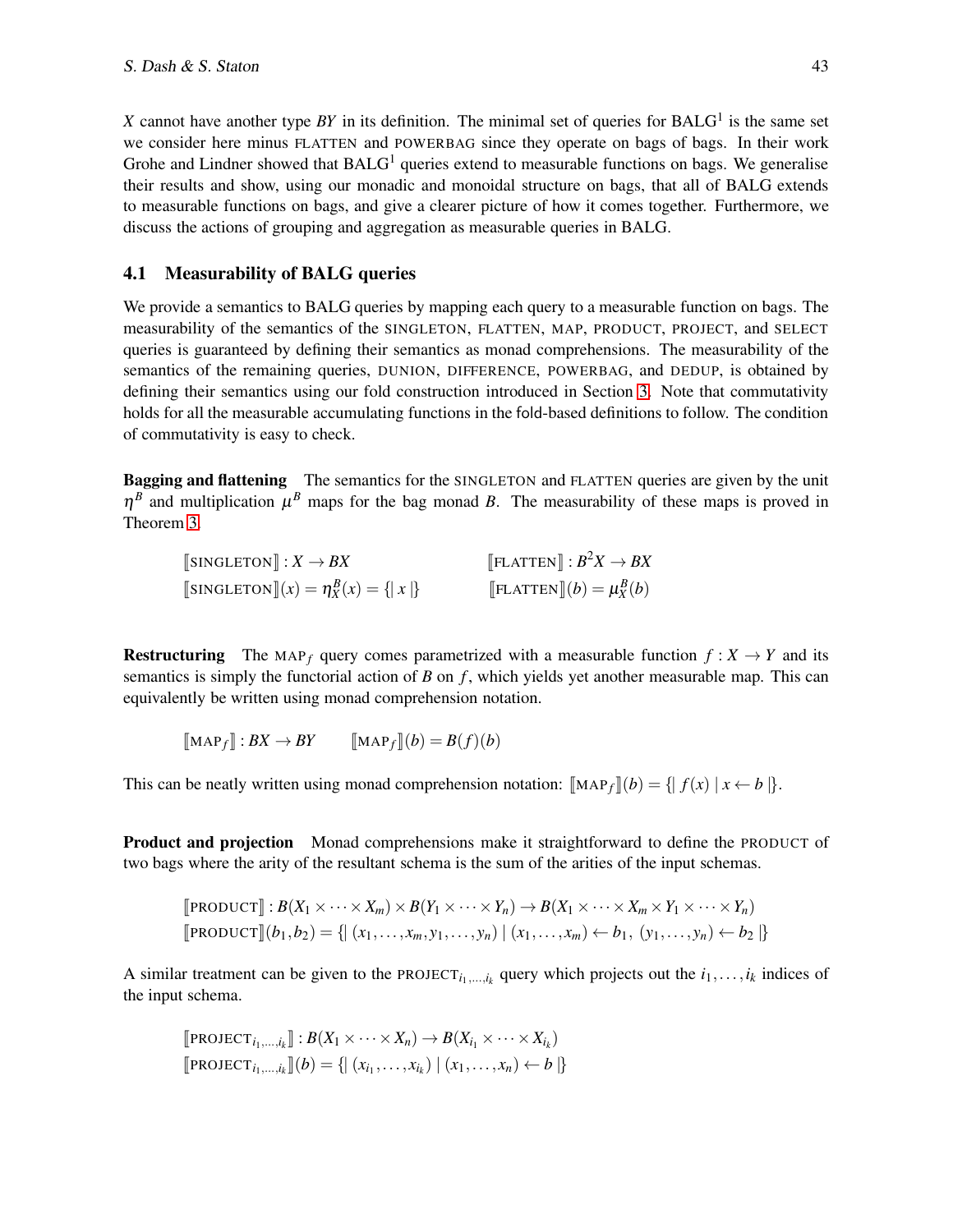$X$ cannot have another type $BY$ in its definition. The minimal set of queries for BALG[1] is the same set we consider here minus FLATTEN and POWERBAG since they operate on bags of bags. In their work Grohe and Lindner showed that BALG[1] queries extend to measurable functions on bags. We generalise their results and show, using our monadic and monoidal structure on bags, that all of BALG extends to measurable functions on bags, and give a clearer picture of how it comes together. Furthermore, we discuss the actions of grouping and aggregation as measurable queries in BALG.

### 4.1 Measurability of BALG queries

We provide a semantics to BALG queries by mapping each query to a measurable function on bags. The measurability of the semantics of the SINGLETON, FLATTEN, MAP, PRODUCT, PROJECT, and SELECT queries is guaranteed by defining their semantics as monad comprehensions. The measurability of the semantics of the remaining queries, DUNION, DIFFERENCE, POWERBAG, and DEDUP, is obtained by defining their semantics using our fold construction introduced in Section 3. Note that commutativity holds for all the measurable accumulating functions in the fold-based definitions to follow. The condition of commutativity is easy to check.

**Bagging and flattening** The semantics for the SINGLETON and FLATTEN queries are given by the unit $\eta^B$ and multiplication $\mu^B$ maps for the bag monad $B$. The measurability of these maps is proved in Theorem 3.

$$\llbracket \text{SINGLETON} \rrbracket : X \to BX \qquad\qquad \llbracket \text{FLATTEN} \rrbracket : B^2X \to BX$$
$$\llbracket \text{SINGLETON} \rrbracket(x) = \eta^B_X(x) = \{\!|\, x \,|\!\} \qquad\qquad \llbracket \text{FLATTEN} \rrbracket(b) = \mu^B_X(b)$$

**Restructuring** The $\text{MAP}_f$ query comes parametrized with a measurable function $f : X \to Y$ and its semantics is simply the functorial action of $B$ on $f$, which yields yet another measurable map. This can equivalently be written using monad comprehension notation.

$$\llbracket \text{MAP}_f \rrbracket : BX \to BY \qquad \llbracket \text{MAP}_f \rrbracket(b) = B(f)(b)$$

This can be neatly written using monad comprehension notation: $\llbracket \text{MAP}_f \rrbracket(b) = \{\!|\, f(x) \mid x \leftarrow b \,|\!\}$.

**Product and projection** Monad comprehensions make it straightforward to define the PRODUCT of two bags where the arity of the resultant schema is the sum of the arities of the input schemas.

$$\llbracket \text{PRODUCT} \rrbracket : B(X_1 \times \cdots \times X_m) \times B(Y_1 \times \cdots \times Y_n) \to B(X_1 \times \cdots \times X_m \times Y_1 \times \cdots \times Y_n)$$
$$\llbracket \text{PRODUCT} \rrbracket(b_1, b_2) = \{\!|\, (x_1, \ldots, x_m, y_1, \ldots, y_n) \mid (x_1, \ldots, x_m) \leftarrow b_1,\ (y_1, \ldots, y_n) \leftarrow b_2 \,|\!\}$$

A similar treatment can be given to the $\text{PROJECT}_{i_1,\ldots,i_k}$ query which projects out the $i_1, \ldots, i_k$ indices of the input schema.

$$\llbracket \text{PROJECT}_{i_1,\ldots,i_k} \rrbracket : B(X_1 \times \cdots \times X_n) \to B(X_{i_1} \times \cdots \times X_{i_k})$$
$$\llbracket \text{PROJECT}_{i_1,\ldots,i_k} \rrbracket(b) = \{\!|\, (x_{i_1}, \ldots, x_{i_k}) \mid (x_1, \ldots, x_n) \leftarrow b \,|\!\}$$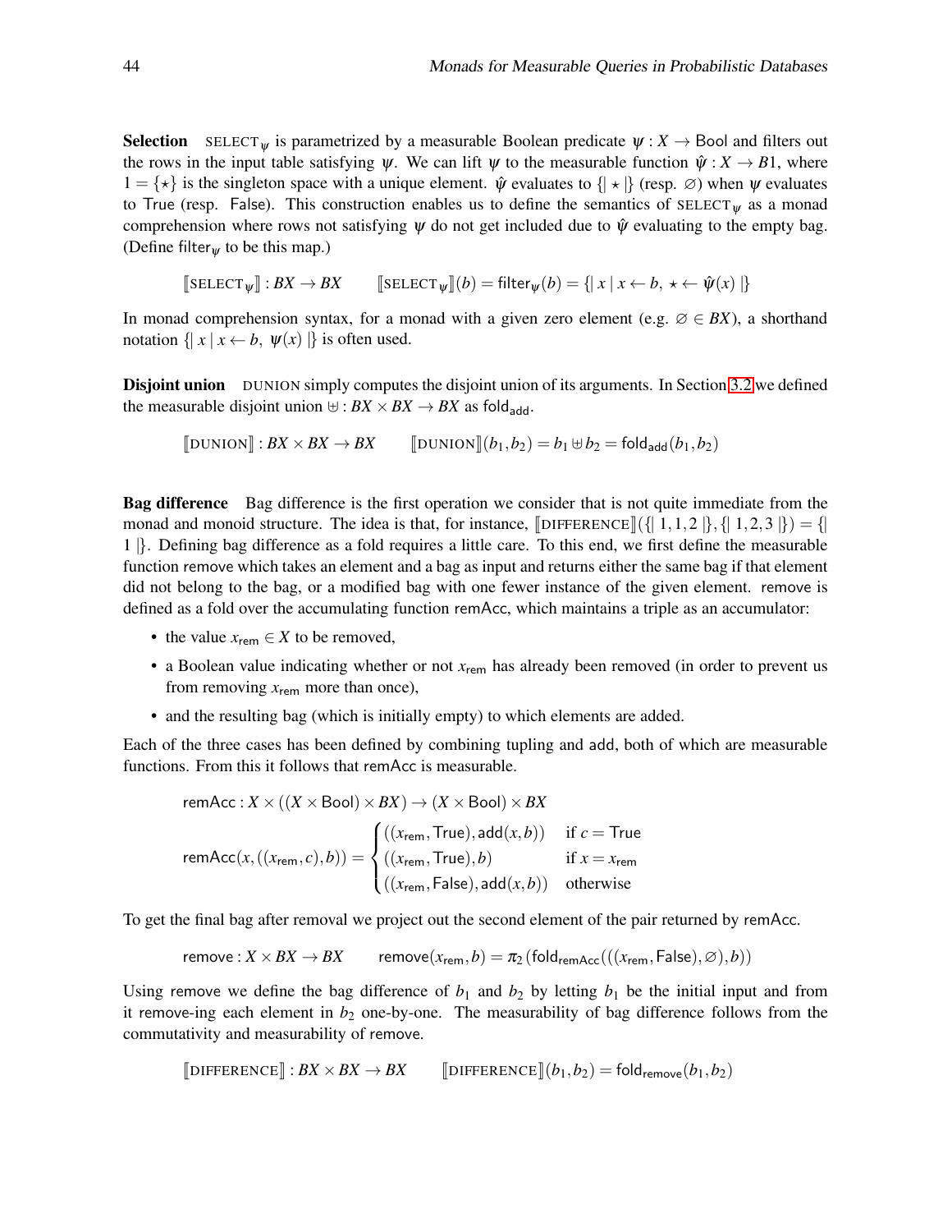**Selection** $\text{SELECT}_\psi$ is parametrized by a measurable Boolean predicate $\psi : X \to \mathsf{Bool}$ and filters out the rows in the input table satisfying $\psi$. We can lift $\psi$ to the measurable function $\hat{\psi} : X \to B1$, where $1 = \{\star\}$ is the singleton space with a unique element. $\hat{\psi}$ evaluates to $\{\!| \star |\!\}$ (resp. $\varnothing$) when $\psi$ evaluates to $\mathsf{True}$ (resp. $\mathsf{False}$). This construction enables us to define the semantics of $\text{SELECT}_\psi$ as a monad comprehension where rows not satisfying $\psi$ do not get included due to $\hat{\psi}$ evaluating to the empty bag. (Define $\mathsf{filter}_\psi$ to be this map.)

$$[\![\text{SELECT}_\psi]\!] : BX \to BX \qquad [\![\text{SELECT}_\psi]\!](b) = \mathsf{filter}_\psi(b) = \{\!|\, x \mid x \leftarrow b,\ \star \leftarrow \hat{\psi}(x)\, |\!\}$$

In monad comprehension syntax, for a monad with a given zero element (e.g. $\varnothing \in BX$), a shorthand notation $\{\!|\, x \mid x \leftarrow b,\ \psi(x)\, |\!\}$ is often used.

**Disjoint union** DUNION simply computes the disjoint union of its arguments. In Section 3.2 we defined the measurable disjoint union $\uplus : BX \times BX \to BX$ as $\mathsf{fold}_{\mathsf{add}}$.

$$[\![\text{DUNION}]\!] : BX \times BX \to BX \qquad [\![\text{DUNION}]\!](b_1, b_2) = b_1 \uplus b_2 = \mathsf{fold}_{\mathsf{add}}(b_1, b_2)$$

**Bag difference** Bag difference is the first operation we consider that is not quite immediate from the monad and monoid structure. The idea is that, for instance, $[\![\text{DIFFERENCE}]\!](\{\!| 1,1,2 |\!\}, \{\!| 1,2,3 |\!\}) = \{\!| 1 |\!\}$. Defining bag difference as a fold requires a little care. To this end, we first define the measurable function remove which takes an element and a bag as input and returns either the same bag if that element did not belong to the bag, or a modified bag with one fewer instance of the given element. remove is defined as a fold over the accumulating function remAcc, which maintains a triple as an accumulator:

- the value $x_{\mathsf{rem}} \in X$ to be removed,
- a Boolean value indicating whether or not $x_{\mathsf{rem}}$ has already been removed (in order to prevent us from removing $x_{\mathsf{rem}}$ more than once),
- and the resulting bag (which is initially empty) to which elements are added.

Each of the three cases has been defined by combining tupling and add, both of which are measurable functions. From this it follows that remAcc is measurable.

$$\mathsf{remAcc} : X \times ((X \times \mathsf{Bool}) \times BX) \to (X \times \mathsf{Bool}) \times BX$$

$$\mathsf{remAcc}(x, ((x_{\mathsf{rem}}, c), b)) = \begin{cases} ((x_{\mathsf{rem}}, \mathsf{True}), \mathsf{add}(x, b)) & \text{if } c = \mathsf{True} \\ ((x_{\mathsf{rem}}, \mathsf{True}), b) & \text{if } x = x_{\mathsf{rem}} \\ ((x_{\mathsf{rem}}, \mathsf{False}), \mathsf{add}(x, b)) & \text{otherwise} \end{cases}$$

To get the final bag after removal we project out the second element of the pair returned by remAcc.

$$\mathsf{remove} : X \times BX \to BX \qquad \mathsf{remove}(x_{\mathsf{rem}}, b) = \pi_2\left(\mathsf{fold}_{\mathsf{remAcc}}(((x_{\mathsf{rem}}, \mathsf{False}), \varnothing), b)\right)$$

Using remove we define the bag difference of $b_1$ and $b_2$ by letting $b_1$ be the initial input and from it remove-ing each element in $b_2$ one-by-one. The measurability of bag difference follows from the commutativity and measurability of remove.

$$[\![\text{DIFFERENCE}]\!] : BX \times BX \to BX \qquad [\![\text{DIFFERENCE}]\!](b_1, b_2) = \mathsf{fold}_{\mathsf{remove}}(b_1, b_2)$$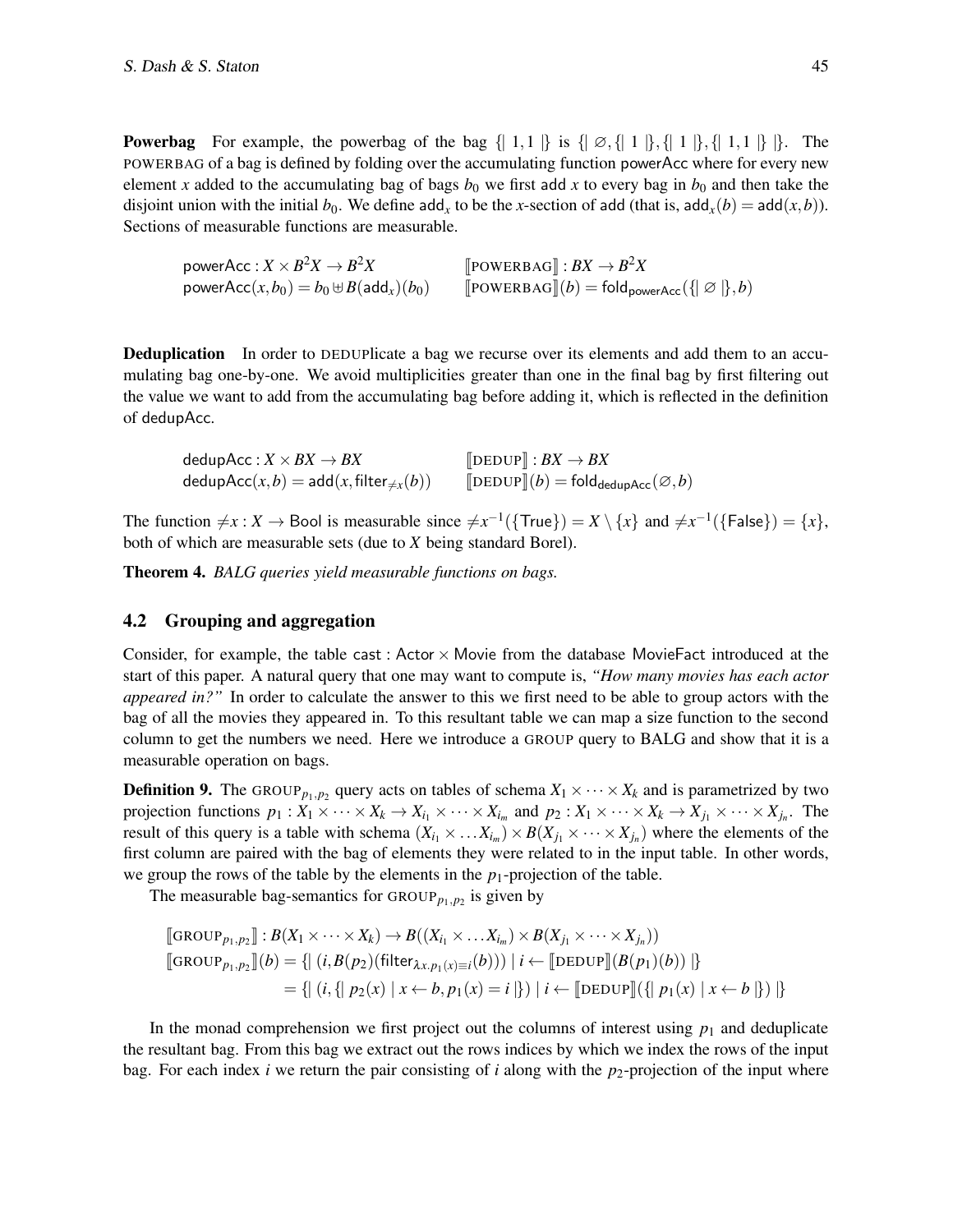**Powerbag** For example, the powerbag of the bag $\{\!|\ 1,1\ |\!\}$ is $\{\!|\ \varnothing, \{\!|\ 1\ |\!\}, \{\!|\ 1\ |\!\}, \{\!|\ 1,1\ |\!\}\ |\!\}$. The POWERBAG of a bag is defined by folding over the accumulating function powerAcc where for every new element $x$ added to the accumulating bag of bags $b_0$ we first add $x$ to every bag in $b_0$ and then take the disjoint union with the initial $b_0$. We define $\mathsf{add}_x$ to be the $x$-section of add (that is, $\mathsf{add}_x(b) = \mathsf{add}(x,b)$). Sections of measurable functions are measurable.

$$
\begin{array}{ll}
\mathsf{powerAcc} : X \times B^2X \to B^2X & [\![\text{POWERBAG}]\!] : BX \to B^2X \\
\mathsf{powerAcc}(x, b_0) = b_0 \uplus B(\mathsf{add}_x)(b_0) & [\![\text{POWERBAG}]\!](b) = \mathsf{fold}_{\mathsf{powerAcc}}(\{\!|\ \varnothing\ |\!\}, b)
\end{array}
$$

**Deduplication** In order to DEDUPlicate a bag we recurse over its elements and add them to an accumulating bag one-by-one. We avoid multiplicities greater than one in the final bag by first filtering out the value we want to add from the accumulating bag before adding it, which is reflected in the definition of dedupAcc.

$$
\begin{array}{ll}
\mathsf{dedupAcc} : X \times BX \to BX & [\![\text{DEDUP}]\!] : BX \to BX \\
\mathsf{dedupAcc}(x, b) = \mathsf{add}(x, \mathsf{filter}_{\neq x}(b)) & [\![\text{DEDUP}]\!](b) = \mathsf{fold}_{\mathsf{dedupAcc}}(\varnothing, b)
\end{array}
$$

The function $\neq x : X \to \mathsf{Bool}$ is measurable since $\neq x^{-1}(\{\mathsf{True}\}) = X \setminus \{x\}$ and $\neq x^{-1}(\{\mathsf{False}\}) = \{x\}$, both of which are measurable sets (due to $X$ being standard Borel).

**Theorem 4.** *BALG queries yield measurable functions on bags.*

### 4.2 Grouping and aggregation

Consider, for example, the table $\mathsf{cast} : \mathsf{Actor} \times \mathsf{Movie}$ from the database MovieFact introduced at the start of this paper. A natural query that one may want to compute is, *"How many movies has each actor appeared in?"* In order to calculate the answer to this we first need to be able to group actors with the bag of all the movies they appeared in. To this resultant table we can map a size function to the second column to get the numbers we need. Here we introduce a GROUP query to BALG and show that it is a measurable operation on bags.

**Definition 9.** The $\text{GROUP}_{p_1,p_2}$ query acts on tables of schema $X_1 \times \cdots \times X_k$ and is parametrized by two projection functions $p_1 : X_1 \times \cdots \times X_k \to X_{i_1} \times \cdots \times X_{i_m}$ and $p_2 : X_1 \times \cdots \times X_k \to X_{j_1} \times \cdots \times X_{j_n}$. The result of this query is a table with schema $(X_{i_1} \times \ldots X_{i_m}) \times B(X_{j_1} \times \cdots \times X_{j_n})$ where the elements of the first column are paired with the bag of elements they were related to in the input table. In other words, we group the rows of the table by the elements in the $p_1$-projection of the table.

The measurable bag-semantics for $\text{GROUP}_{p_1,p_2}$ is given by

$$
\begin{aligned}
&[\![\text{GROUP}_{p_1,p_2}]\!] : B(X_1 \times \cdots \times X_k) \to B((X_{i_1} \times \ldots X_{i_m}) \times B(X_{j_1} \times \cdots \times X_{j_n})) \\
&[\![\text{GROUP}_{p_1,p_2}]\!](b) = \{\!|\ (i, B(p_2)(\mathsf{filter}_{\lambda x. p_1(x) \equiv i}(b)))\ |\ i \leftarrow [\![\text{DEDUP}]\!](B(p_1)(b))\ |\!\} \\
&\qquad\qquad\qquad\quad = \{\!|\ (i, \{\!|\ p_2(x)\ |\ x \leftarrow b, p_1(x) = i\ |\!\})\ |\ i \leftarrow [\![\text{DEDUP}]\!](\{\!|\ p_1(x)\ |\ x \leftarrow b\ |\!\})\ |\!\}
\end{aligned}
$$

In the monad comprehension we first project out the columns of interest using $p_1$ and deduplicate the resultant bag. From this bag we extract out the rows indices by which we index the rows of the input bag. For each index $i$ we return the pair consisting of $i$ along with the $p_2$-projection of the input where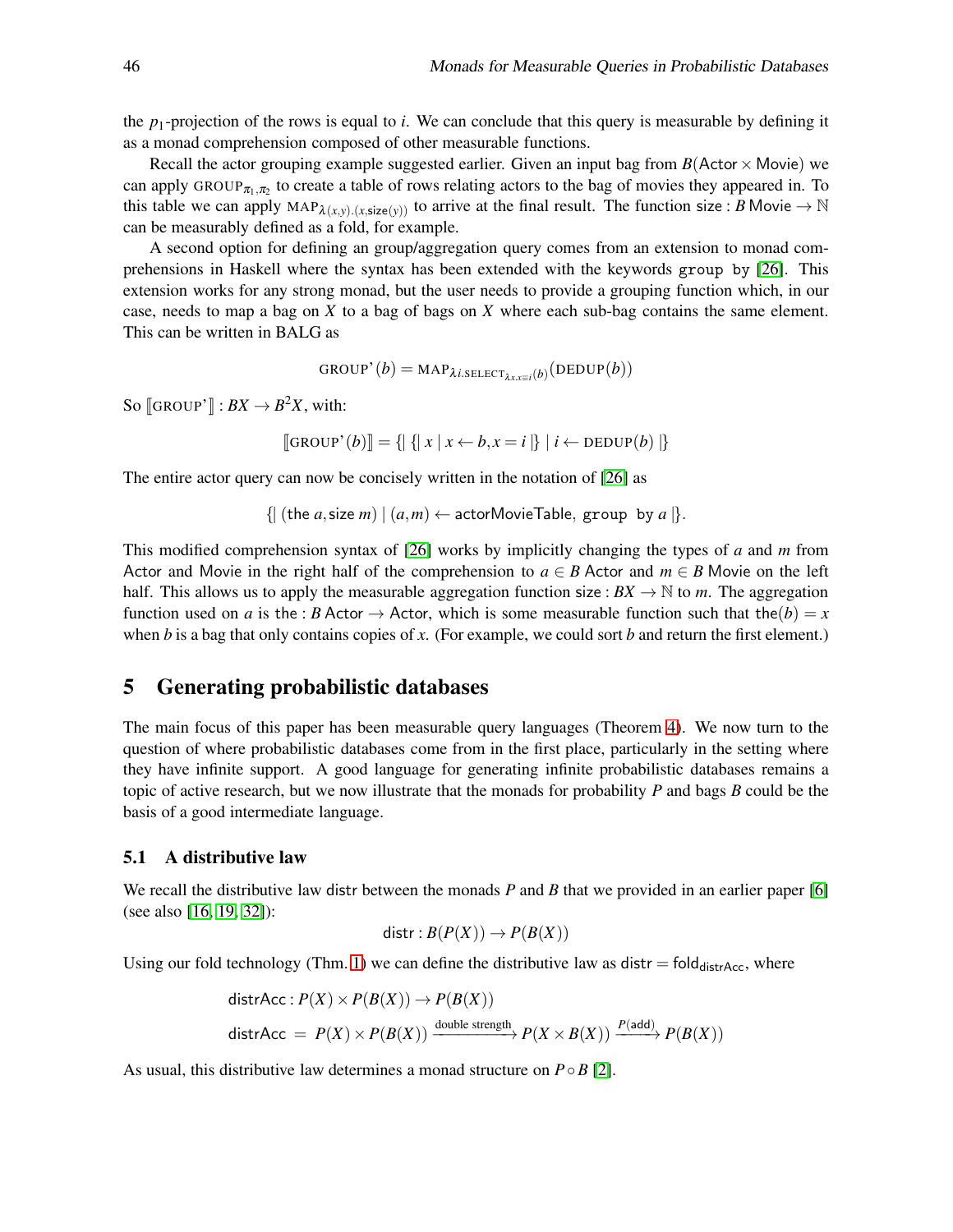the $p_1$-projection of the rows is equal to $i$. We can conclude that this query is measurable by defining it as a monad comprehension composed of other measurable functions.

Recall the actor grouping example suggested earlier. Given an input bag from $B(\mathsf{Actor} \times \mathsf{Movie})$ we can apply $\text{GROUP}_{\pi_1,\pi_2}$ to create a table of rows relating actors to the bag of movies they appeared in. To this table we can apply $\text{MAP}_{\lambda(x,y).(x,\mathsf{size}(y))}$ to arrive at the final result. The function $\mathsf{size} : B\,\mathsf{Movie} \to \mathbb{N}$ can be measurably defined as a fold, for example.

A second option for defining an group/aggregation query comes from an extension to monad comprehensions in Haskell where the syntax has been extended with the keywords `group by` [26]. This extension works for any strong monad, but the user needs to provide a grouping function which, in our case, needs to map a bag on $X$ to a bag of bags on $X$ where each sub-bag contains the same element. This can be written in BALG as

$$\text{GROUP'}(b) = \text{MAP}_{\lambda i.\text{SELECT}_{\lambda x.x \equiv i}(b)}(\text{DEDUP}(b))$$

So $[\![\text{GROUP'}]\!] : BX \to B^2X$, with:

$$[\![\text{GROUP'}(b)]\!] = \{\!|\ \{\!|\ x \mid x \leftarrow b, x = i\ |\!\}\ \mid i \leftarrow \text{DEDUP}(b)\ |\!\}$$

The entire actor query can now be concisely written in the notation of [26] as

$$\{\!|\ (\mathsf{the}\ a, \mathsf{size}\ m) \mid (a,m) \leftarrow \mathsf{actorMovieTable},\ \texttt{group by}\ a\ |\!\}.$$

This modified comprehension syntax of [26] works by implicitly changing the types of $a$ and $m$ from Actor and Movie in the right half of the comprehension to $a \in B\,\mathsf{Actor}$ and $m \in B\,\mathsf{Movie}$ on the left half. This allows us to apply the measurable aggregation function $\mathsf{size} : BX \to \mathbb{N}$ to $m$. The aggregation function used on $a$ is $\mathsf{the} : B\,\mathsf{Actor} \to \mathsf{Actor}$, which is some measurable function such that $\mathsf{the}(b) = x$ when $b$ is a bag that only contains copies of $x$. (For example, we could sort $b$ and return the first element.)

## 5 Generating probabilistic databases

The main focus of this paper has been measurable query languages (Theorem 4). We now turn to the question of where probabilistic databases come from in the first place, particularly in the setting where they have infinite support. A good language for generating infinite probabilistic databases remains a topic of active research, but we now illustrate that the monads for probability $P$ and bags $B$ could be the basis of a good intermediate language.

### 5.1 A distributive law

We recall the distributive law distr between the monads $P$ and $B$ that we provided in an earlier paper [6] (see also [16, 19, 32]):

$$\mathsf{distr} : B(P(X)) \to P(B(X))$$

Using our fold technology (Thm. 1) we can define the distributive law as $\mathsf{distr} = \mathsf{fold}_{\mathsf{distrAcc}}$, where

$$\mathsf{distrAcc} : P(X) \times P(B(X)) \to P(B(X))$$

$$\mathsf{distrAcc}\ =\ P(X) \times P(B(X)) \xrightarrow{\text{double strength}} P(X \times B(X)) \xrightarrow{P(\mathsf{add})} P(B(X))$$

As usual, this distributive law determines a monad structure on $P \circ B$ [2].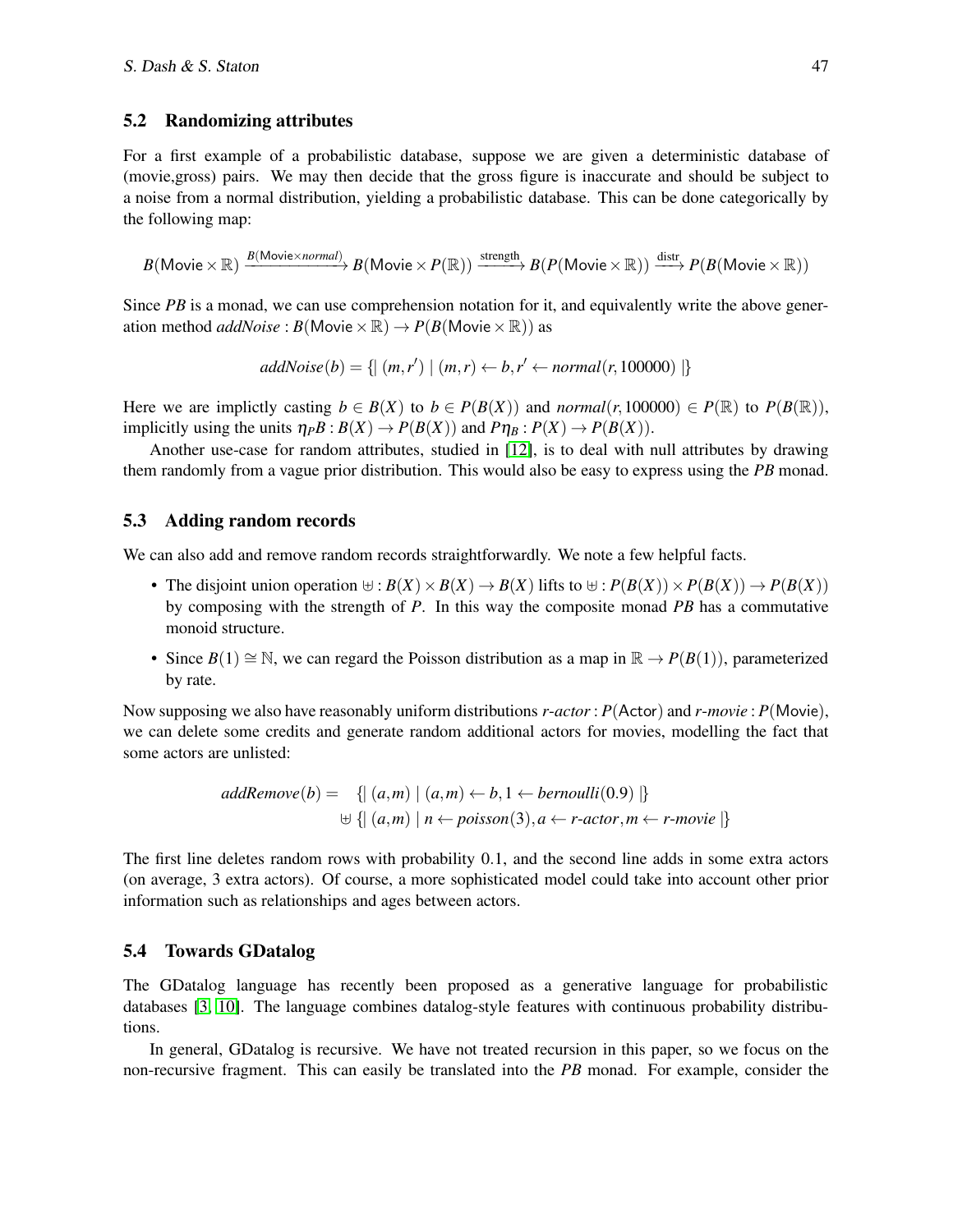### 5.2 Randomizing attributes

For a first example of a probabilistic database, suppose we are given a deterministic database of (movie,gross) pairs. We may then decide that the gross figure is inaccurate and should be subject to a noise from a normal distribution, yielding a probabilistic database. This can be done categorically by the following map:

$$B(\mathsf{Movie} \times \mathbb{R}) \xrightarrow{B(\mathsf{Movie} \times \mathit{normal})} B(\mathsf{Movie} \times P(\mathbb{R})) \xrightarrow{\text{strength}} B(P(\mathsf{Movie} \times \mathbb{R})) \xrightarrow{\text{distr}} P(B(\mathsf{Movie} \times \mathbb{R}))$$

Since $PB$ is a monad, we can use comprehension notation for it, and equivalently write the above generation method $\mathit{addNoise} : B(\mathsf{Movie} \times \mathbb{R}) \to P(B(\mathsf{Movie} \times \mathbb{R}))$ as

$$\mathit{addNoise}(b) = \{\!|\ (m,r') \mid (m,r) \leftarrow b, r' \leftarrow \mathit{normal}(r, 100000)\ |\!\}$$

Here we are implictly casting $b \in B(X)$ to $b \in P(B(X))$ and $\mathit{normal}(r, 100000) \in P(\mathbb{R})$ to $P(B(\mathbb{R}))$, implicitly using the units $\eta_P B : B(X) \to P(B(X))$ and $P\eta_B : P(X) \to P(B(X))$.

Another use-case for random attributes, studied in [12], is to deal with null attributes by drawing them randomly from a vague prior distribution. This would also be easy to express using the $PB$ monad.

### 5.3 Adding random records

We can also add and remove random records straightforwardly. We note a few helpful facts.

- The disjoint union operation $\uplus : B(X) \times B(X) \to B(X)$ lifts to $\uplus : P(B(X)) \times P(B(X)) \to P(B(X))$ by composing with the strength of $P$. In this way the composite monad $PB$ has a commutative monoid structure.
- Since $B(1) \cong \mathbb{N}$, we can regard the Poisson distribution as a map in $\mathbb{R} \to P(B(1))$, parameterized by rate.

Now supposing we also have reasonably uniform distributions $\mathit{r\text{-}actor} : P(\mathsf{Actor})$ and $\mathit{r\text{-}movie} : P(\mathsf{Movie})$, we can delete some credits and generate random additional actors for movies, modelling the fact that some actors are unlisted:

$$\begin{aligned} \mathit{addRemove}(b) = \quad & \{\!|\ (a,m) \mid (a,m) \leftarrow b, 1 \leftarrow \mathit{bernoulli}(0.9)\ |\!\} \\ & \uplus \{\!|\ (a,m) \mid n \leftarrow \mathit{poisson}(3), a \leftarrow \mathit{r\text{-}actor}, m \leftarrow \mathit{r\text{-}movie}\ |\!\} \end{aligned}$$

The first line deletes random rows with probability 0.1, and the second line adds in some extra actors (on average, 3 extra actors). Of course, a more sophisticated model could take into account other prior information such as relationships and ages between actors.

### 5.4 Towards GDatalog

The GDatalog language has recently been proposed as a generative language for probabilistic databases [3, 10]. The language combines datalog-style features with continuous probability distributions.

In general, GDatalog is recursive. We have not treated recursion in this paper, so we focus on the non-recursive fragment. This can easily be translated into the $PB$ monad. For example, consider the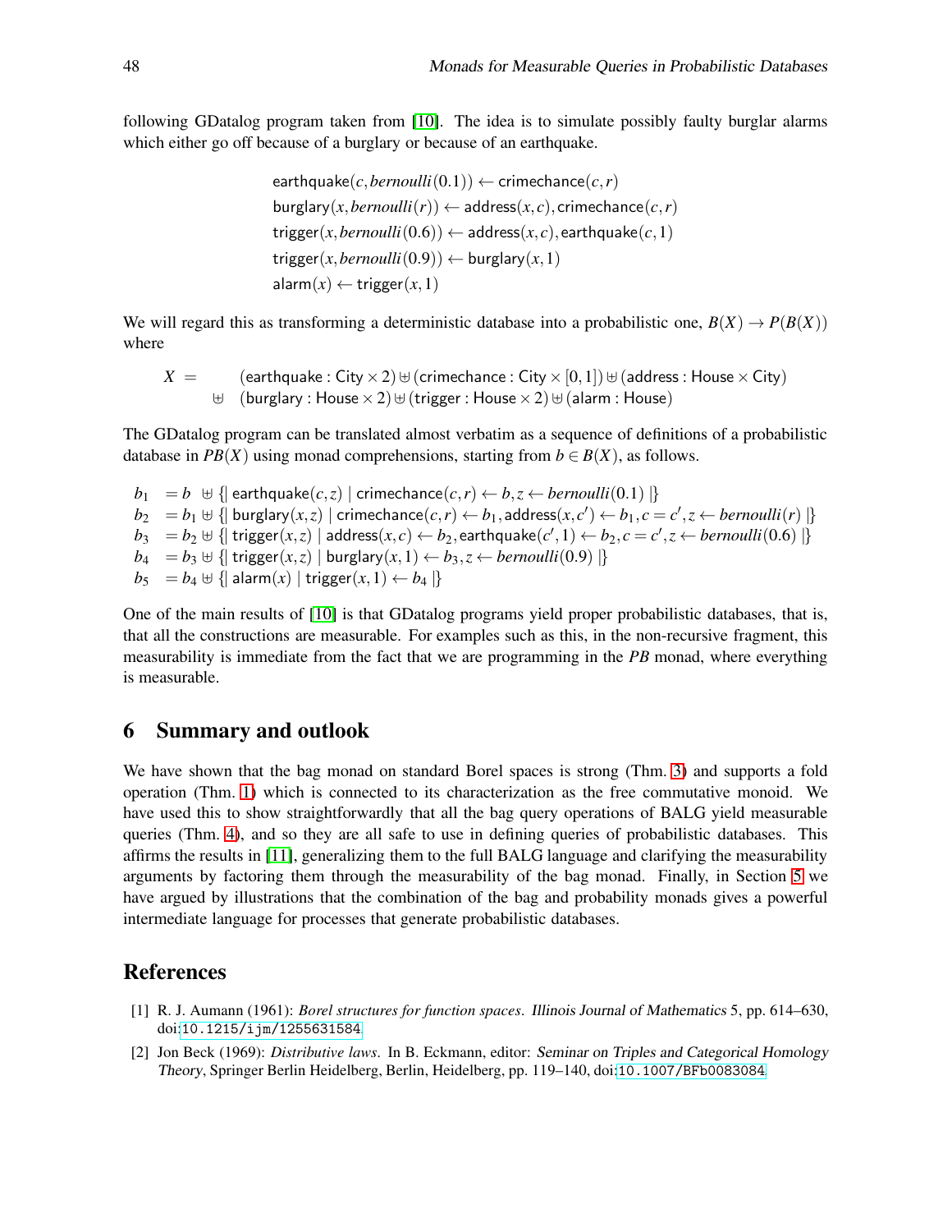following GDatalog program taken from [10]. The idea is to simulate possibly faulty burglar alarms which either go off because of a burglary or because of an earthquake.

$$
\begin{aligned}
&\mathsf{earthquake}(c, \mathit{bernoulli}(0.1)) \leftarrow \mathsf{crimechance}(c,r)\\
&\mathsf{burglary}(x, \mathit{bernoulli}(r)) \leftarrow \mathsf{address}(x,c), \mathsf{crimechance}(c,r)\\
&\mathsf{trigger}(x, \mathit{bernoulli}(0.6)) \leftarrow \mathsf{address}(x,c), \mathsf{earthquake}(c,1)\\
&\mathsf{trigger}(x, \mathit{bernoulli}(0.9)) \leftarrow \mathsf{burglary}(x,1)\\
&\mathsf{alarm}(x) \leftarrow \mathsf{trigger}(x,1)
\end{aligned}
$$

We will regard this as transforming a deterministic database into a probabilistic one, $B(X) \to P(B(X))$ where

$$
\begin{aligned}
X \;=\; & \quad (\mathsf{earthquake} : \mathsf{City} \times 2) \uplus (\mathsf{crimechance} : \mathsf{City} \times [0,1]) \uplus (\mathsf{address} : \mathsf{House} \times \mathsf{City})\\
& \uplus \quad (\mathsf{burglary} : \mathsf{House} \times 2) \uplus (\mathsf{trigger} : \mathsf{House} \times 2) \uplus (\mathsf{alarm} : \mathsf{House})
\end{aligned}
$$

The GDatalog program can be translated almost verbatim as a sequence of definitions of a probabilistic database in $PB(X)$ using monad comprehensions, starting from $b \in B(X)$, as follows.

$$
\begin{aligned}
b_1 &= b \;\uplus \{\!|\ \mathsf{earthquake}(c,z) \mid \mathsf{crimechance}(c,r) \leftarrow b, z \leftarrow \mathit{bernoulli}(0.1)\ |\!\}\\
b_2 &= b_1 \uplus \{\!|\ \mathsf{burglary}(x,z) \mid \mathsf{crimechance}(c,r) \leftarrow b_1, \mathsf{address}(x,c') \leftarrow b_1, c = c', z \leftarrow \mathit{bernoulli}(r)\ |\!\}\\
b_3 &= b_2 \uplus \{\!|\ \mathsf{trigger}(x,z) \mid \mathsf{address}(x,c) \leftarrow b_2, \mathsf{earthquake}(c',1) \leftarrow b_2, c = c', z \leftarrow \mathit{bernoulli}(0.6)\ |\!\}\\
b_4 &= b_3 \uplus \{\!|\ \mathsf{trigger}(x,z) \mid \mathsf{burglary}(x,1) \leftarrow b_3, z \leftarrow \mathit{bernoulli}(0.9)\ |\!\}\\
b_5 &= b_4 \uplus \{\!|\ \mathsf{alarm}(x) \mid \mathsf{trigger}(x,1) \leftarrow b_4\ |\!\}
\end{aligned}
$$

One of the main results of [10] is that GDatalog programs yield proper probabilistic databases, that is, that all the constructions are measurable. For examples such as this, in the non-recursive fragment, this measurability is immediate from the fact that we are programming in the $PB$ monad, where everything is measurable.

## 6 Summary and outlook

We have shown that the bag monad on standard Borel spaces is strong (Thm. 3) and supports a fold operation (Thm. 1) which is connected to its characterization as the free commutative monoid. We have used this to show straightforwardly that all the bag query operations of BALG yield measurable queries (Thm. 4), and so they are all safe to use in defining queries of probabilistic databases. This affirms the results in [11], generalizing them to the full BALG language and clarifying the measurability arguments by factoring them through the measurability of the bag monad. Finally, in Section 5 we have argued by illustrations that the combination of the bag and probability monads gives a powerful intermediate language for processes that generate probabilistic databases.

## References

[1] R. J. Aumann (1961): *Borel structures for function spaces*. Illinois Journal of Mathematics 5, pp. 614–630, doi:10.1215/ijm/1255631584.

[2] Jon Beck (1969): *Distributive laws*. In B. Eckmann, editor: Seminar on Triples and Categorical Homology Theory, Springer Berlin Heidelberg, Berlin, Heidelberg, pp. 119–140, doi:10.1007/BFb0083084.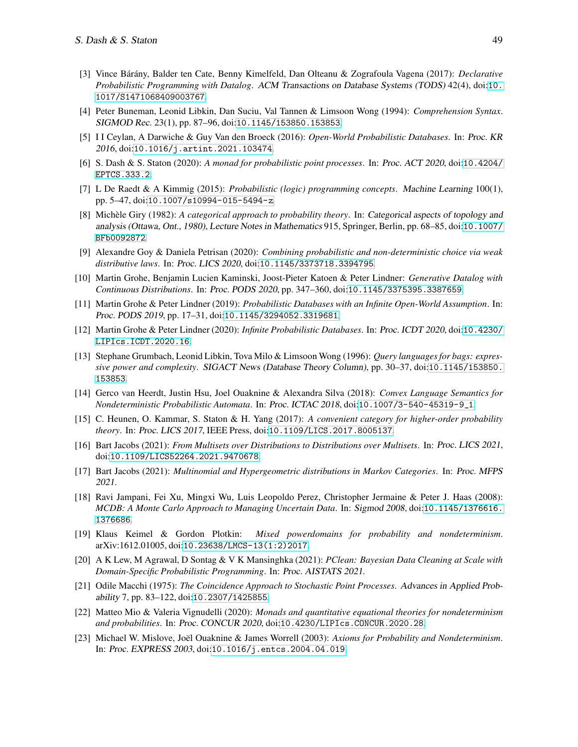[3] Vince Bárány, Balder ten Cate, Benny Kimelfeld, Dan Olteanu & Zografoula Vagena (2017): *Declarative Probabilistic Programming with Datalog*. ACM Transactions on Database Systems (TODS) 42(4), doi:10.1017/S1471068409003767.

[4] Peter Buneman, Leonid Libkin, Dan Suciu, Val Tannen & Limsoon Wong (1994): *Comprehension Syntax*. SIGMOD Rec. 23(1), pp. 87–96, doi:10.1145/153850.153853.

[5] I I Ceylan, A Darwiche & Guy Van den Broeck (2016): *Open-World Probabilistic Databases*. In: Proc. KR 2016, doi:10.1016/j.artint.2021.103474.

[6] S. Dash & S. Staton (2020): *A monad for probabilistic point processes*. In: Proc. ACT 2020, doi:10.4204/EPTCS.333.2.

[7] L De Raedt & A Kimmig (2015): *Probabilistic (logic) programming concepts*. Machine Learning 100(1), pp. 5–47, doi:10.1007/s10994-015-5494-z.

[8] Michèle Giry (1982): *A categorical approach to probability theory*. In: Categorical aspects of topology and analysis (Ottawa, Ont., 1980), Lecture Notes in Mathematics 915, Springer, Berlin, pp. 68–85, doi:10.1007/BFb0092872.

[9] Alexandre Goy & Daniela Petrisan (2020): *Combining probabilistic and non-deterministic choice via weak distributive laws*. In: Proc. LICS 2020, doi:10.1145/3373718.3394795.

[10] Martin Grohe, Benjamin Lucien Kaminski, Joost-Pieter Katoen & Peter Lindner: *Generative Datalog with Continuous Distributions*. In: Proc. PODS 2020, pp. 347–360, doi:10.1145/3375395.3387659.

[11] Martin Grohe & Peter Lindner (2019): *Probabilistic Databases with an Infinite Open-World Assumption*. In: Proc. PODS 2019, pp. 17–31, doi:10.1145/3294052.3319681.

[12] Martin Grohe & Peter Lindner (2020): *Infinite Probabilistic Databases*. In: Proc. ICDT 2020, doi:10.4230/LIPIcs.ICDT.2020.16.

[13] Stephane Grumbach, Leonid Libkin, Tova Milo & Limsoon Wong (1996): *Query languages for bags: expressive power and complexity*. SIGACT News (Database Theory Column), pp. 30–37, doi:10.1145/153850.153853.

[14] Gerco van Heerdt, Justin Hsu, Joel Ouaknine & Alexandra Silva (2018): *Convex Language Semantics for Nondeterministic Probabilistic Automata*. In: Proc. ICTAC 2018, doi:10.1007/3-540-45319-9_1.

[15] C. Heunen, O. Kammar, S. Staton & H. Yang (2017): *A convenient category for higher-order probability theory*. In: Proc. LICS 2017, IEEE Press, doi:10.1109/LICS.2017.8005137.

[16] Bart Jacobs (2021): *From Multisets over Distributions to Distributions over Multisets*. In: Proc. LICS 2021, doi:10.1109/LICS52264.2021.9470678.

[17] Bart Jacobs (2021): *Multinomial and Hypergeometric distributions in Markov Categories*. In: Proc. MFPS 2021.

[18] Ravi Jampani, Fei Xu, Mingxi Wu, Luis Leopoldo Perez, Christopher Jermaine & Peter J. Haas (2008): *MCDB: A Monte Carlo Approach to Managing Uncertain Data*. In: Sigmod 2008, doi:10.1145/1376616.1376686.

[19] Klaus Keimel & Gordon Plotkin: *Mixed powerdomains for probability and nondeterminism*. arXiv:1612.01005, doi:10.23638/LMCS-13(1:2)2017.

[20] A K Lew, M Agrawal, D Sontag & V K Mansinghka (2021): *PClean: Bayesian Data Cleaning at Scale with Domain-Specific Probabilistic Programming*. In: Proc. AISTATS 2021.

[21] Odile Macchi (1975): *The Coincidence Approach to Stochastic Point Processes*. Advances in Applied Probability 7, pp. 83–122, doi:10.2307/1425855.

[22] Matteo Mio & Valeria Vignudelli (2020): *Monads and quantitative equational theories for nondeterminism and probabilities*. In: Proc. CONCUR 2020, doi:10.4230/LIPIcs.CONCUR.2020.28.

[23] Michael W. Mislove, Joël Ouaknine & James Worrell (2003): *Axioms for Probability and Nondeterminism*. In: Proc. EXPRESS 2003, doi:10.1016/j.entcs.2004.04.019.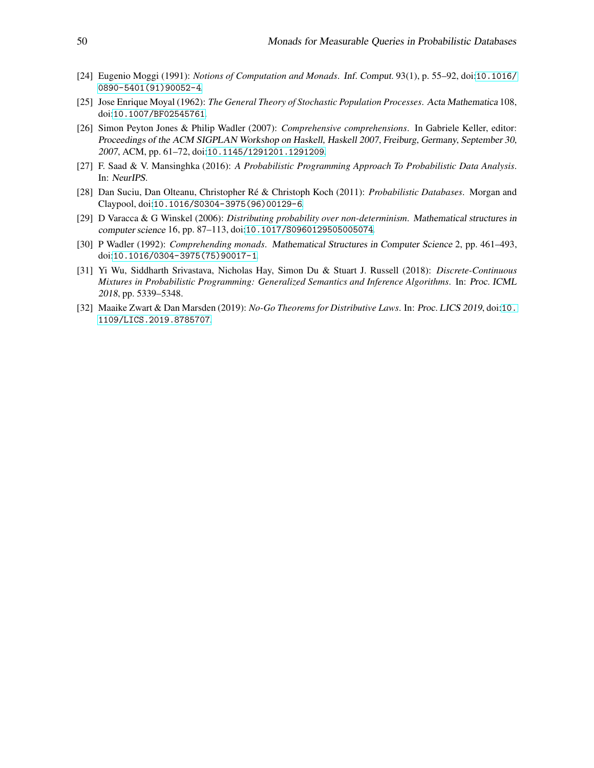[24] Eugenio Moggi (1991): *Notions of Computation and Monads*. Inf. Comput. 93(1), p. 55–92, doi:10.1016/0890-5401(91)90052-4.

[25] Jose Enrique Moyal (1962): *The General Theory of Stochastic Population Processes*. Acta Mathematica 108, doi:10.1007/BF02545761.

[26] Simon Peyton Jones & Philip Wadler (2007): *Comprehensive comprehensions*. In Gabriele Keller, editor: *Proceedings of the ACM SIGPLAN Workshop on Haskell, Haskell 2007, Freiburg, Germany, September 30, 2007*, ACM, pp. 61–72, doi:10.1145/1291201.1291209.

[27] F. Saad & V. Mansinghka (2016): *A Probabilistic Programming Approach To Probabilistic Data Analysis*. In: *NeurIPS*.

[28] Dan Suciu, Dan Olteanu, Christopher Ré & Christoph Koch (2011): *Probabilistic Databases*. Morgan and Claypool, doi:10.1016/S0304-3975(96)00129-6.

[29] D Varacca & G Winskel (2006): *Distributing probability over non-determinism*. Mathematical structures in computer science 16, pp. 87–113, doi:10.1017/S0960129505005074.

[30] P Wadler (1992): *Comprehending monads*. Mathematical Structures in Computer Science 2, pp. 461–493, doi:10.1016/0304-3975(75)90017-1.

[31] Yi Wu, Siddharth Srivastava, Nicholas Hay, Simon Du & Stuart J. Russell (2018): *Discrete-Continuous Mixtures in Probabilistic Programming: Generalized Semantics and Inference Algorithms*. In: *Proc. ICML 2018*, pp. 5339–5348.

[32] Maaike Zwart & Dan Marsden (2019): *No-Go Theorems for Distributive Laws*. In: *Proc. LICS 2019*, doi:10.1109/LICS.2019.8785707.